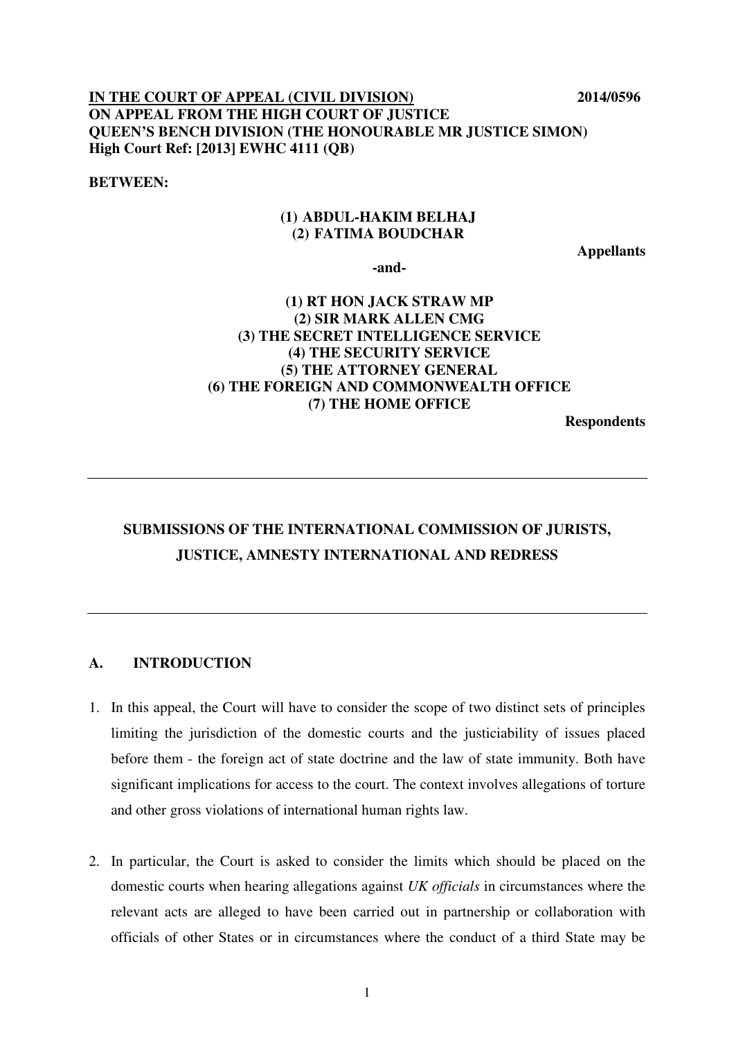**IN THE COURT OF APPEAL (CIVIL DIVISION)** **2014/0596**
**ON APPEAL FROM THE HIGH COURT OF JUSTICE**
**QUEEN'S BENCH DIVISION (THE HONOURABLE MR JUSTICE SIMON)**
**High Court Ref: [2013] EWHC 4111 (QB)**

**BETWEEN:**

**(1) ABDUL-HAKIM BELHAJ**
**(2) FATIMA BOUDCHAR**

**Appellants**

**-and-**

**(1) RT HON JACK STRAW MP**
**(2) SIR MARK ALLEN CMG**
**(3) THE SECRET INTELLIGENCE SERVICE**
**(4) THE SECURITY SERVICE**
**(5) THE ATTORNEY GENERAL**
**(6) THE FOREIGN AND COMMONWEALTH OFFICE**
**(7) THE HOME OFFICE**

**Respondents**

---

**SUBMISSIONS OF THE INTERNATIONAL COMMISSION OF JURISTS, JUSTICE, AMNESTY INTERNATIONAL AND REDRESS**

---

## A. INTRODUCTION

1. In this appeal, the Court will have to consider the scope of two distinct sets of principles limiting the jurisdiction of the domestic courts and the justiciability of issues placed before them - the foreign act of state doctrine and the law of state immunity. Both have significant implications for access to the court. The context involves allegations of torture and other gross violations of international human rights law.

2. In particular, the Court is asked to consider the limits which should be placed on the domestic courts when hearing allegations against *UK officials* in circumstances where the relevant acts are alleged to have been carried out in partnership or collaboration with officials of other States or in circumstances where the conduct of a third State may be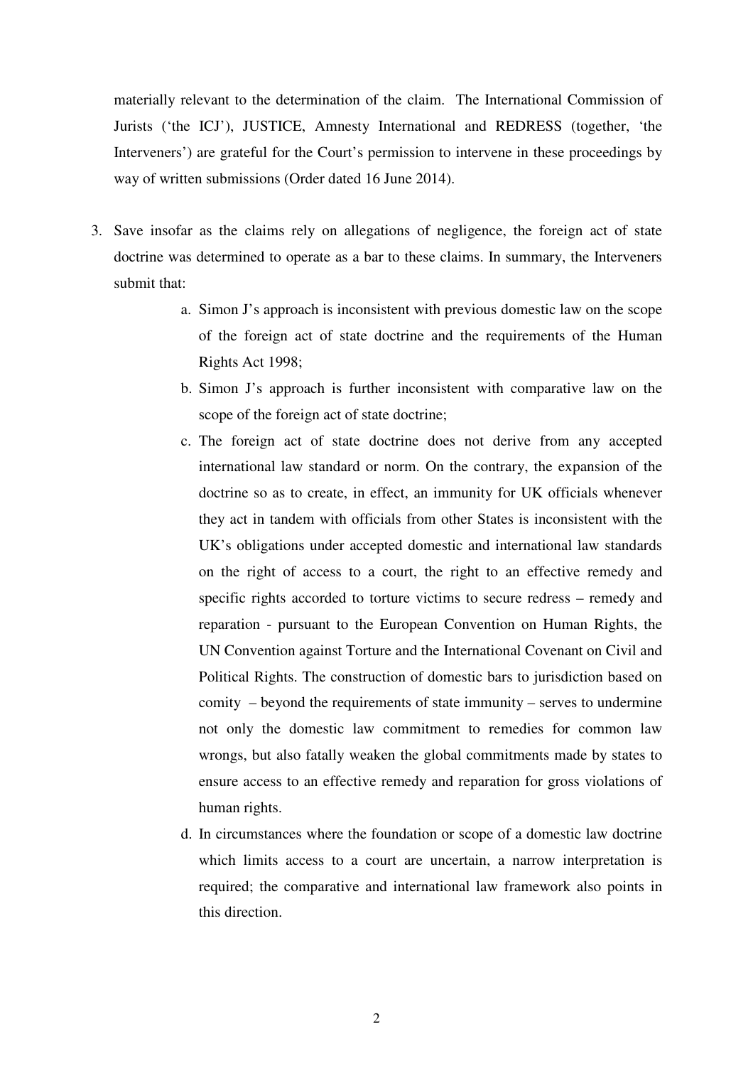materially relevant to the determination of the claim. The International Commission of Jurists ('the ICJ'), JUSTICE, Amnesty International and REDRESS (together, 'the Interveners') are grateful for the Court's permission to intervene in these proceedings by way of written submissions (Order dated 16 June 2014).

3. Save insofar as the claims rely on allegations of negligence, the foreign act of state doctrine was determined to operate as a bar to these claims. In summary, the Interveners submit that:

    a. Simon J's approach is inconsistent with previous domestic law on the scope of the foreign act of state doctrine and the requirements of the Human Rights Act 1998;

    b. Simon J's approach is further inconsistent with comparative law on the scope of the foreign act of state doctrine;

    c. The foreign act of state doctrine does not derive from any accepted international law standard or norm. On the contrary, the expansion of the doctrine so as to create, in effect, an immunity for UK officials whenever they act in tandem with officials from other States is inconsistent with the UK's obligations under accepted domestic and international law standards on the right of access to a court, the right to an effective remedy and specific rights accorded to torture victims to secure redress – remedy and reparation - pursuant to the European Convention on Human Rights, the UN Convention against Torture and the International Covenant on Civil and Political Rights. The construction of domestic bars to jurisdiction based on comity – beyond the requirements of state immunity – serves to undermine not only the domestic law commitment to remedies for common law wrongs, but also fatally weaken the global commitments made by states to ensure access to an effective remedy and reparation for gross violations of human rights.

    d. In circumstances where the foundation or scope of a domestic law doctrine which limits access to a court are uncertain, a narrow interpretation is required; the comparative and international law framework also points in this direction.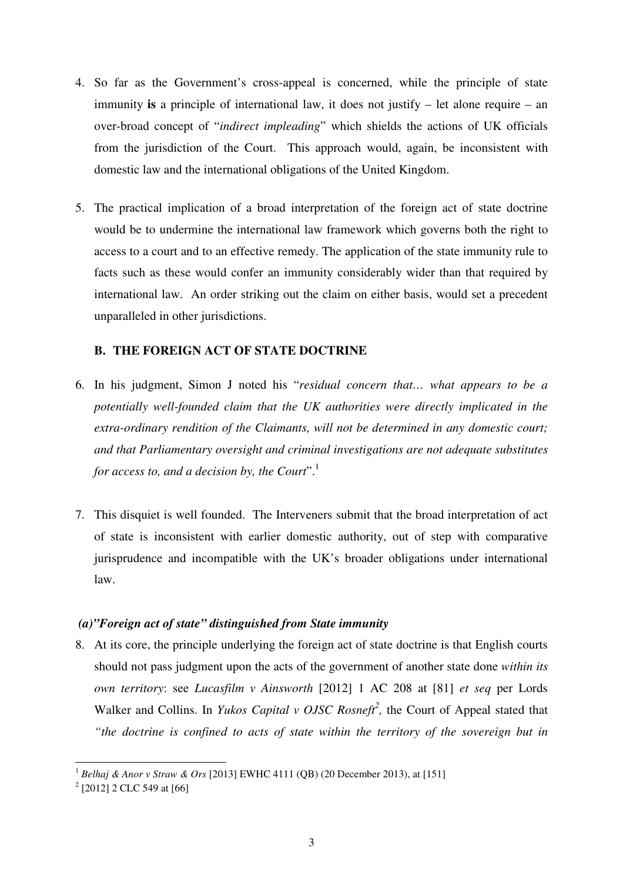4. So far as the Government's cross-appeal is concerned, while the principle of state immunity **is** a principle of international law, it does not justify – let alone require – an over-broad concept of "*indirect impleading*" which shields the actions of UK officials from the jurisdiction of the Court. This approach would, again, be inconsistent with domestic law and the international obligations of the United Kingdom.

5. The practical implication of a broad interpretation of the foreign act of state doctrine would be to undermine the international law framework which governs both the right to access to a court and to an effective remedy. The application of the state immunity rule to facts such as these would confer an immunity considerably wider than that required by international law. An order striking out the claim on either basis, would set a precedent unparalleled in other jurisdictions.

## B. THE FOREIGN ACT OF STATE DOCTRINE

6. In his judgment, Simon J noted his "*residual concern that… what appears to be a potentially well-founded claim that the UK authorities were directly implicated in the extra-ordinary rendition of the Claimants, will not be determined in any domestic court; and that Parliamentary oversight and criminal investigations are not adequate substitutes for access to, and a decision by, the Court*".[1]

7. This disquiet is well founded. The Interveners submit that the broad interpretation of act of state is inconsistent with earlier domestic authority, out of step with comparative jurisprudence and incompatible with the UK's broader obligations under international law.

### *(a)"Foreign act of state" distinguished from State immunity*

8. At its core, the principle underlying the foreign act of state doctrine is that English courts should not pass judgment upon the acts of the government of another state done *within its own territory*: see *Lucasfilm v Ainsworth* [2012] 1 AC 208 at [81] *et seq* per Lords Walker and Collins. In *Yukos Capital v OJSC Rosneft*[2], the Court of Appeal stated that *"the doctrine is confined to acts of state within the territory of the sovereign but in*

---

[1] *Belhaj & Anor v Straw & Ors* [2013] EWHC 4111 (QB) (20 December 2013), at [151]

[2] [2012] 2 CLC 549 at [66]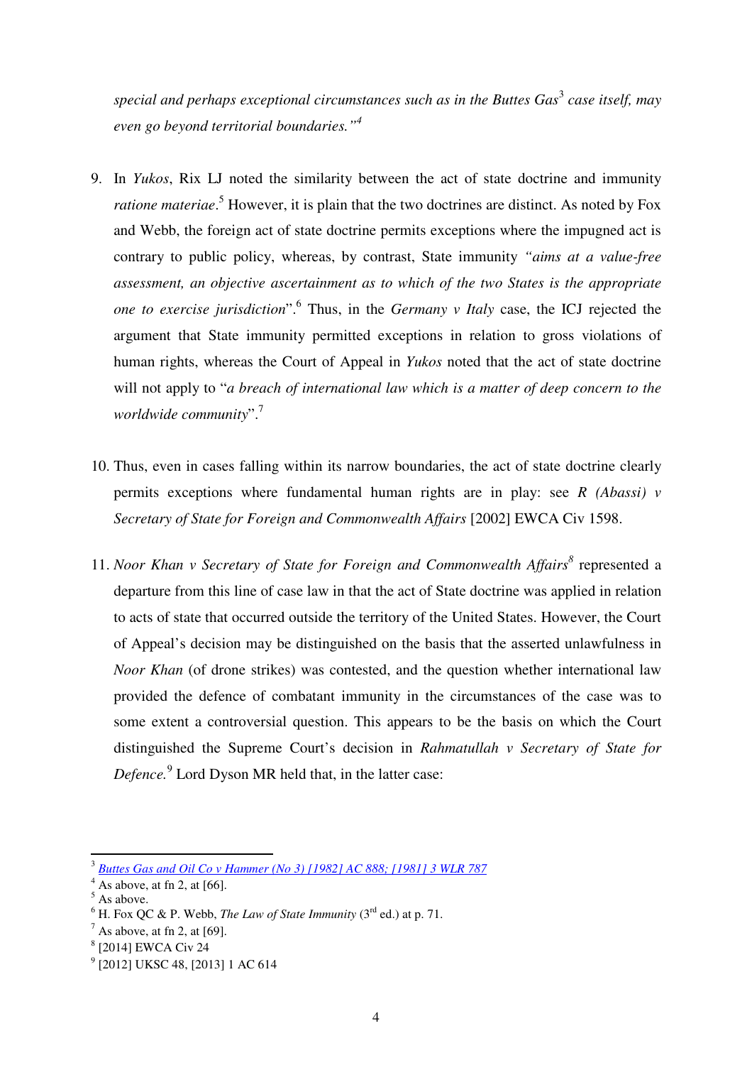*special and perhaps exceptional circumstances such as in the Buttes Gas*[3] *case itself, may even go beyond territorial boundaries."*[4]

9. In *Yukos*, Rix LJ noted the similarity between the act of state doctrine and immunity *ratione materiae*.[5] However, it is plain that the two doctrines are distinct. As noted by Fox and Webb, the foreign act of state doctrine permits exceptions where the impugned act is contrary to public policy, whereas, by contrast, State immunity *"aims at a value-free assessment, an objective ascertainment as to which of the two States is the appropriate one to exercise jurisdiction*".[6] Thus, in the *Germany v Italy* case, the ICJ rejected the argument that State immunity permitted exceptions in relation to gross violations of human rights, whereas the Court of Appeal in *Yukos* noted that the act of state doctrine will not apply to "*a breach of international law which is a matter of deep concern to the worldwide community*".[7]

10. Thus, even in cases falling within its narrow boundaries, the act of state doctrine clearly permits exceptions where fundamental human rights are in play: see *R (Abassi) v Secretary of State for Foreign and Commonwealth Affairs* [2002] EWCA Civ 1598.

11. *Noor Khan v Secretary of State for Foreign and Commonwealth Affairs*[8] represented a departure from this line of case law in that the act of State doctrine was applied in relation to acts of state that occurred outside the territory of the United States. However, the Court of Appeal's decision may be distinguished on the basis that the asserted unlawfulness in *Noor Khan* (of drone strikes) was contested, and the question whether international law provided the defence of combatant immunity in the circumstances of the case was to some extent a controversial question. This appears to be the basis on which the Court distinguished the Supreme Court's decision in *Rahmatullah v Secretary of State for Defence.*[9] Lord Dyson MR held that, in the latter case:

---

[3] *Buttes Gas and Oil Co v Hammer (No 3) [1982] AC 888; [1981] 3 WLR 787*
[4] As above, at fn 2, at [66].
[5] As above.
[6] H. Fox QC & P. Webb, *The Law of State Immunity* (3rd ed.) at p. 71.
[7] As above, at fn 2, at [69].
[8] [2014] EWCA Civ 24
[9] [2012] UKSC 48, [2013] 1 AC 614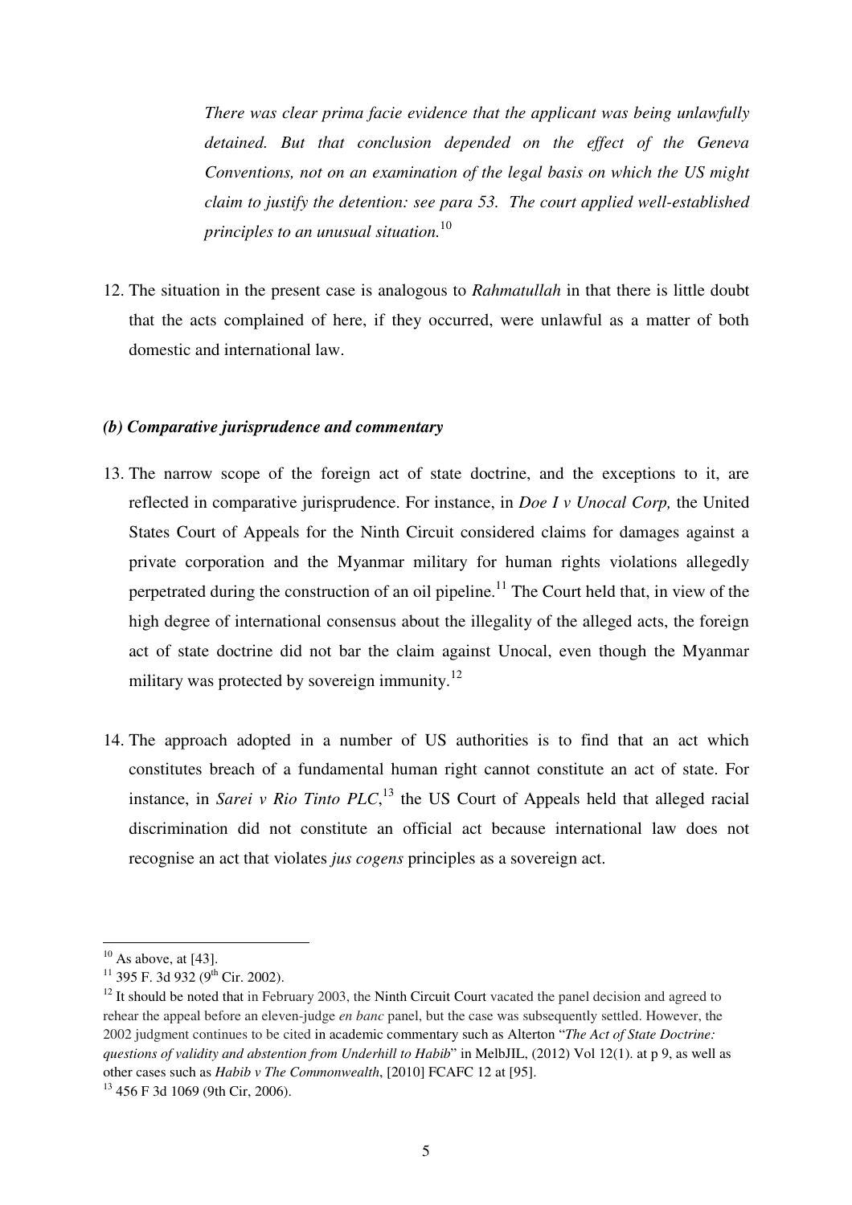> *There was clear prima facie evidence that the applicant was being unlawfully detained. But that conclusion depended on the effect of the Geneva Conventions, not on an examination of the legal basis on which the US might claim to justify the detention: see para 53. The court applied well-established principles to an unusual situation.*[10]

12. The situation in the present case is analogous to *Rahmatullah* in that there is little doubt that the acts complained of here, if they occurred, were unlawful as a matter of both domestic and international law.

### *(b) Comparative jurisprudence and commentary*

13. The narrow scope of the foreign act of state doctrine, and the exceptions to it, are reflected in comparative jurisprudence. For instance, in *Doe I v Unocal Corp,* the United States Court of Appeals for the Ninth Circuit considered claims for damages against a private corporation and the Myanmar military for human rights violations allegedly perpetrated during the construction of an oil pipeline.[11] The Court held that, in view of the high degree of international consensus about the illegality of the alleged acts, the foreign act of state doctrine did not bar the claim against Unocal, even though the Myanmar military was protected by sovereign immunity.[12]

14. The approach adopted in a number of US authorities is to find that an act which constitutes breach of a fundamental human right cannot constitute an act of state. For instance, in *Sarei v Rio Tinto PLC*,[13] the US Court of Appeals held that alleged racial discrimination did not constitute an official act because international law does not recognise an act that violates *jus cogens* principles as a sovereign act.

---

[10] As above, at [43].

[11] 395 F. 3d 932 (9th Cir. 2002).

[12] It should be noted that in February 2003, the Ninth Circuit Court vacated the panel decision and agreed to rehear the appeal before an eleven-judge *en banc* panel, but the case was subsequently settled. However, the 2002 judgment continues to be cited in academic commentary such as Alterton "*The Act of State Doctrine: questions of validity and abstention from Underhill to Habib*" in MelbJIL, (2012) Vol 12(1). at p 9, as well as other cases such as *Habib v The Commonwealth*, [2010] FCAFC 12 at [95].

[13] 456 F 3d 1069 (9th Cir, 2006).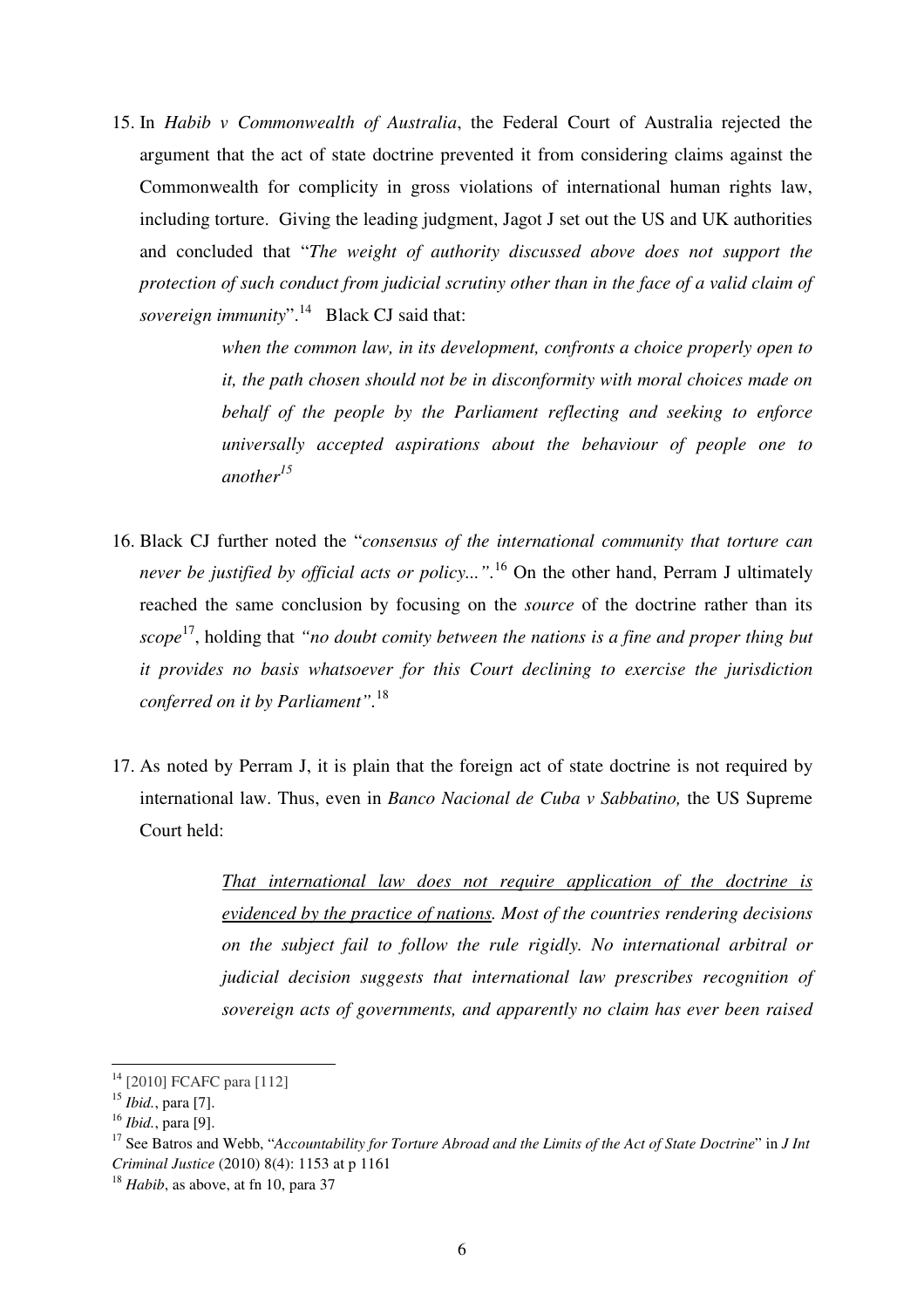15. In *Habib v Commonwealth of Australia*, the Federal Court of Australia rejected the argument that the act of state doctrine prevented it from considering claims against the Commonwealth for complicity in gross violations of international human rights law, including torture. Giving the leading judgment, Jagot J set out the US and UK authorities and concluded that "*The weight of authority discussed above does not support the protection of such conduct from judicial scrutiny other than in the face of a valid claim of sovereign immunity*".[14] Black CJ said that:

> *when the common law, in its development, confronts a choice properly open to it, the path chosen should not be in disconformity with moral choices made on behalf of the people by the Parliament reflecting and seeking to enforce universally accepted aspirations about the behaviour of people one to another*[15]

16. Black CJ further noted the "*consensus of the international community that torture can never be justified by official acts or policy...*".[16] On the other hand, Perram J ultimately reached the same conclusion by focusing on the *source* of the doctrine rather than its *scope*[17], holding that *"no doubt comity between the nations is a fine and proper thing but it provides no basis whatsoever for this Court declining to exercise the jurisdiction conferred on it by Parliament"*.[18]

17. As noted by Perram J, it is plain that the foreign act of state doctrine is not required by international law. Thus, even in *Banco Nacional de Cuba v Sabbatino,* the US Supreme Court held:

> *<u>That international law does not require application of the doctrine is evidenced by the practice of nations</u>. Most of the countries rendering decisions on the subject fail to follow the rule rigidly. No international arbitral or judicial decision suggests that international law prescribes recognition of sovereign acts of governments, and apparently no claim has ever been raised*

---

[14] [2010] FCAFC para [112]

[15] *Ibid.*, para [7].

[16] *Ibid.*, para [9].

[17] See Batros and Webb, "*Accountability for Torture Abroad and the Limits of the Act of State Doctrine*" in *J Int Criminal Justice* (2010) 8(4): 1153 at p 1161

[18] *Habib*, as above, at fn 10, para 37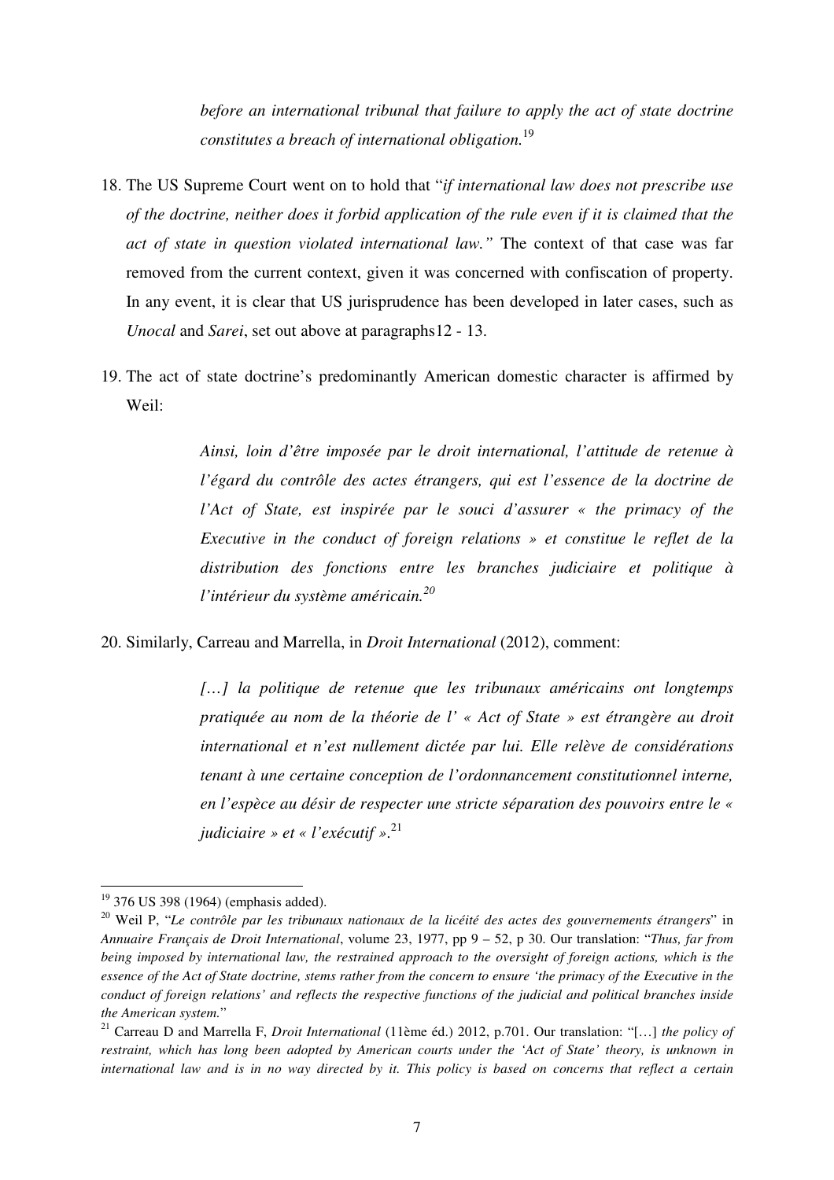> *before an international tribunal that failure to apply the act of state doctrine constitutes a breach of international obligation.*[19]

18. The US Supreme Court went on to hold that "*if international law does not prescribe use of the doctrine, neither does it forbid application of the rule even if it is claimed that the act of state in question violated international law."* The context of that case was far removed from the current context, given it was concerned with confiscation of property. In any event, it is clear that US jurisprudence has been developed in later cases, such as *Unocal* and *Sarei*, set out above at paragraphs12 - 13.

19. The act of state doctrine's predominantly American domestic character is affirmed by Weil:

> *Ainsi, loin d'être imposée par le droit international, l'attitude de retenue à l'égard du contrôle des actes étrangers, qui est l'essence de la doctrine de l'Act of State, est inspirée par le souci d'assurer « the primacy of the Executive in the conduct of foreign relations » et constitue le reflet de la distribution des fonctions entre les branches judiciaire et politique à l'intérieur du système américain.*[20]

20. Similarly, Carreau and Marrella, in *Droit International* (2012), comment:

> *[…] la politique de retenue que les tribunaux américains ont longtemps pratiquée au nom de la théorie de l' « Act of State » est étrangère au droit international et n'est nullement dictée par lui. Elle relève de considérations tenant à une certaine conception de l'ordonnancement constitutionnel interne, en l'espèce au désir de respecter une stricte séparation des pouvoirs entre le « judiciaire » et « l'exécutif ».*[21]

---

[19] 376 US 398 (1964) (emphasis added).

[20] Weil P, "*Le contrôle par les tribunaux nationaux de la licéité des actes des gouvernements étrangers*" in *Annuaire Français de Droit International*, volume 23, 1977, pp 9 – 52, p 30. Our translation: "*Thus, far from being imposed by international law, the restrained approach to the oversight of foreign actions, which is the essence of the Act of State doctrine, stems rather from the concern to ensure 'the primacy of the Executive in the conduct of foreign relations' and reflects the respective functions of the judicial and political branches inside the American system.*"

[21] Carreau D and Marrella F, *Droit International* (11ème éd.) 2012, p.701. Our translation: "[…] *the policy of restraint, which has long been adopted by American courts under the 'Act of State' theory, is unknown in international law and is in no way directed by it. This policy is based on concerns that reflect a certain*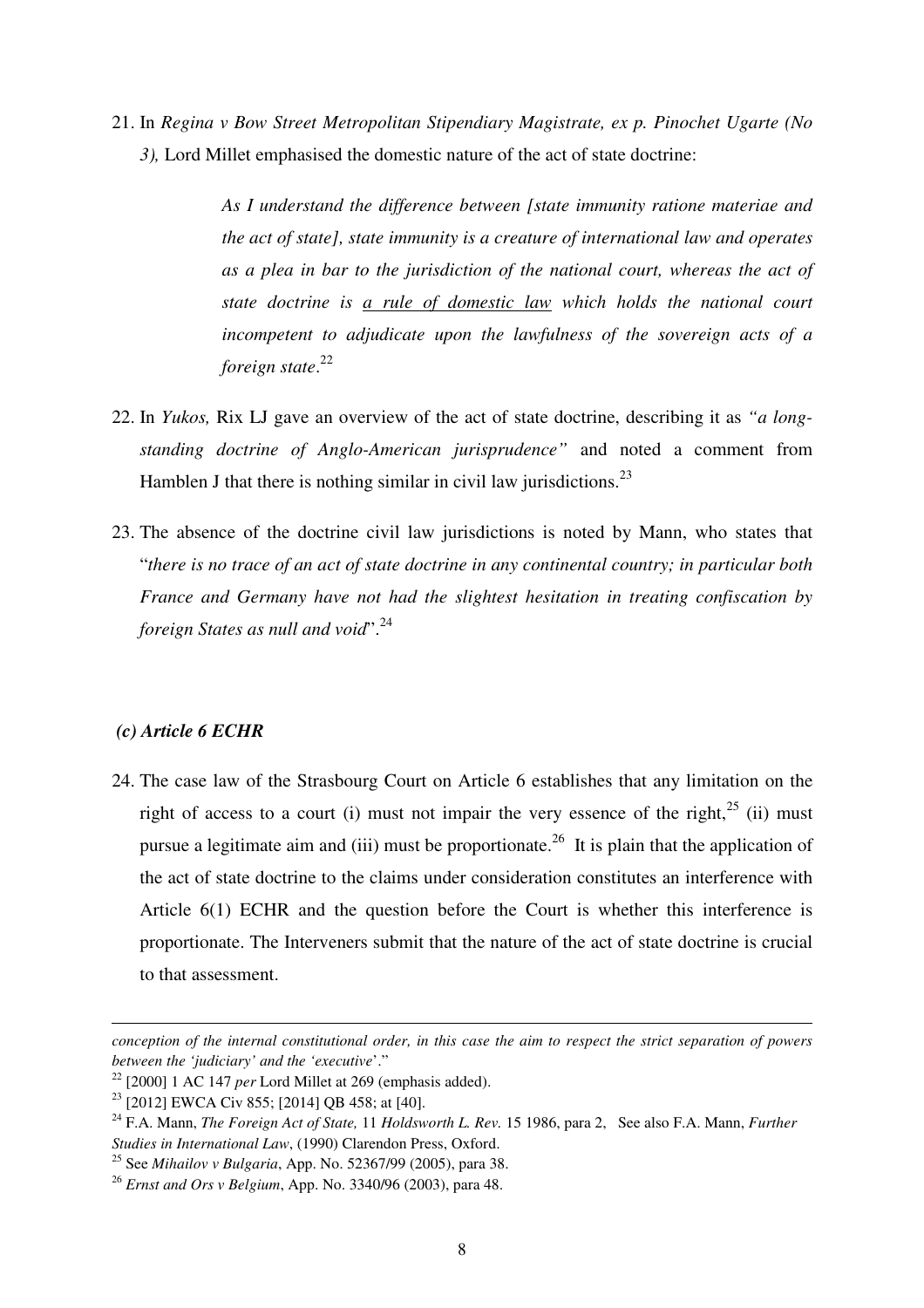21. In *Regina v Bow Street Metropolitan Stipendiary Magistrate, ex p. Pinochet Ugarte (No 3),* Lord Millet emphasised the domestic nature of the act of state doctrine:

> *As I understand the difference between [state immunity ratione materiae and the act of state], state immunity is a creature of international law and operates as a plea in bar to the jurisdiction of the national court, whereas the act of state doctrine is a rule of domestic law which holds the national court incompetent to adjudicate upon the lawfulness of the sovereign acts of a foreign state*.[22]

22. In *Yukos,* Rix LJ gave an overview of the act of state doctrine, describing it as *"a long-standing doctrine of Anglo-American jurisprudence"* and noted a comment from Hamblen J that there is nothing similar in civil law jurisdictions.[23]

23. The absence of the doctrine civil law jurisdictions is noted by Mann, who states that "*there is no trace of an act of state doctrine in any continental country; in particular both France and Germany have not had the slightest hesitation in treating confiscation by foreign States as null and void*".[24]

### *(c) Article 6 ECHR*

24. The case law of the Strasbourg Court on Article 6 establishes that any limitation on the right of access to a court (i) must not impair the very essence of the right,[25] (ii) must pursue a legitimate aim and (iii) must be proportionate.[26] It is plain that the application of the act of state doctrine to the claims under consideration constitutes an interference with Article 6(1) ECHR and the question before the Court is whether this interference is proportionate. The Interveners submit that the nature of the act of state doctrine is crucial to that assessment.

---

*conception of the internal constitutional order, in this case the aim to respect the strict separation of powers between the 'judiciary' and the 'executive'*."

[22] [2000] 1 AC 147 *per* Lord Millet at 269 (emphasis added).

[23] [2012] EWCA Civ 855; [2014] QB 458; at [40].

[24] F.A. Mann, *The Foreign Act of State,* 11 *Holdsworth L. Rev.* 15 1986, para 2, See also F.A. Mann, *Further Studies in International Law*, (1990) Clarendon Press, Oxford.

[25] See *Mihailov v Bulgaria*, App. No. 52367/99 (2005), para 38.

[26] *Ernst and Ors v Belgium*, App. No. 3340/96 (2003), para 48.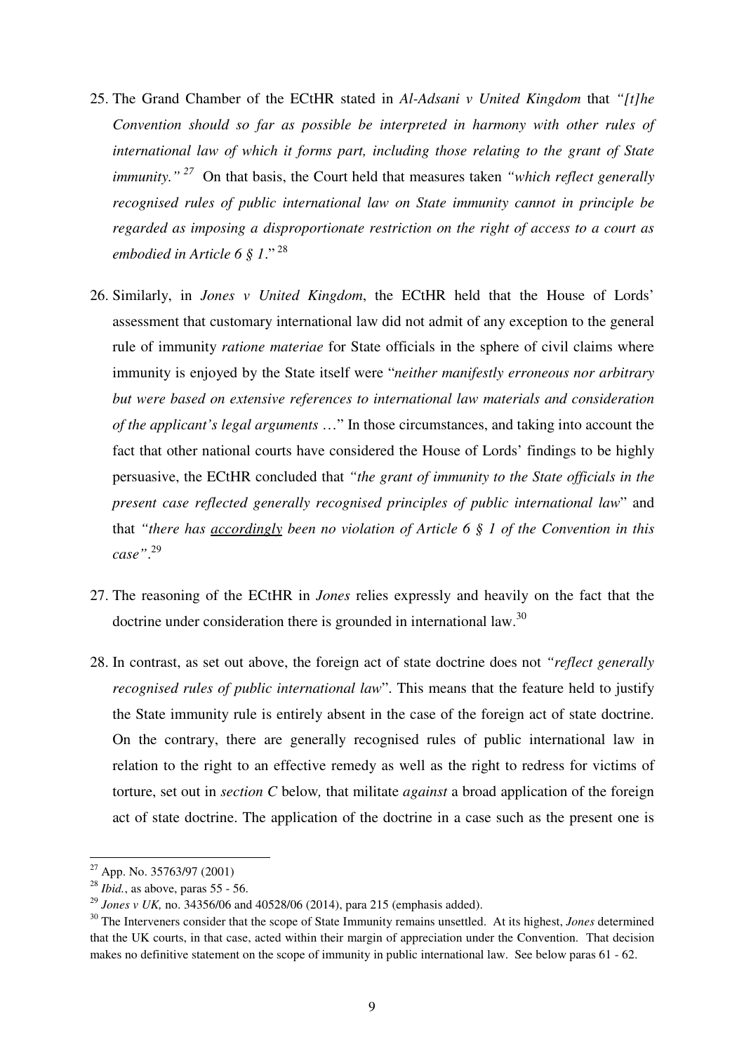25. The Grand Chamber of the ECtHR stated in *Al-Adsani v United Kingdom* that *"[t]he Convention should so far as possible be interpreted in harmony with other rules of international law of which it forms part, including those relating to the grant of State immunity."* [27] On that basis, the Court held that measures taken *"which reflect generally recognised rules of public international law on State immunity cannot in principle be regarded as imposing a disproportionate restriction on the right of access to a court as embodied in Article 6 § 1*." [28]

26. Similarly, in *Jones v United Kingdom*, the ECtHR held that the House of Lords' assessment that customary international law did not admit of any exception to the general rule of immunity *ratione materiae* for State officials in the sphere of civil claims where immunity is enjoyed by the State itself were "*neither manifestly erroneous nor arbitrary but were based on extensive references to international law materials and consideration of the applicant's legal arguments* …" In those circumstances, and taking into account the fact that other national courts have considered the House of Lords' findings to be highly persuasive, the ECtHR concluded that *"the grant of immunity to the State officials in the present case reflected generally recognised principles of public international law*" and that *"there has <u>accordingly</u> been no violation of Article 6 § 1 of the Convention in this case"*.[29]

27. The reasoning of the ECtHR in *Jones* relies expressly and heavily on the fact that the doctrine under consideration there is grounded in international law.[30]

28. In contrast, as set out above, the foreign act of state doctrine does not *"reflect generally recognised rules of public international law*". This means that the feature held to justify the State immunity rule is entirely absent in the case of the foreign act of state doctrine. On the contrary, there are generally recognised rules of public international law in relation to the right to an effective remedy as well as the right to redress for victims of torture, set out in *section C* below*,* that militate *against* a broad application of the foreign act of state doctrine. The application of the doctrine in a case such as the present one is

---

[27] App. No. 35763/97 (2001)

[28] *Ibid.*, as above, paras 55 - 56.

[29] *Jones v UK,* no. 34356/06 and 40528/06 (2014), para 215 (emphasis added).

[30] The Interveners consider that the scope of State Immunity remains unsettled. At its highest, *Jones* determined that the UK courts, in that case, acted within their margin of appreciation under the Convention. That decision makes no definitive statement on the scope of immunity in public international law. See below paras 61 - 62.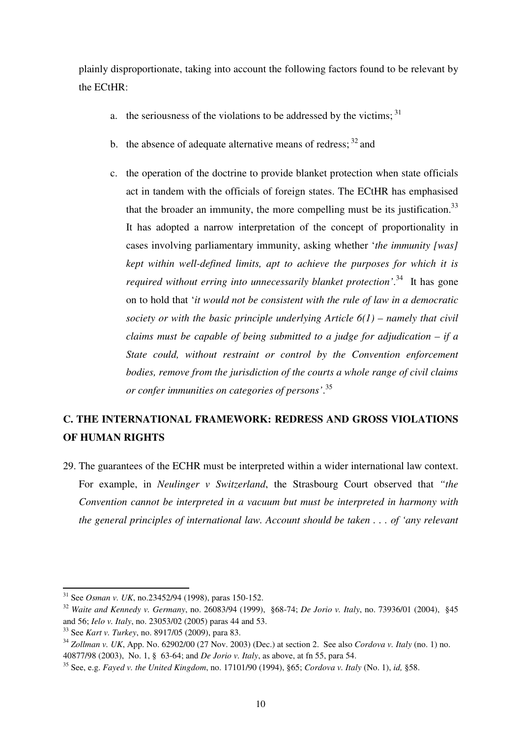plainly disproportionate, taking into account the following factors found to be relevant by the ECtHR:

a. the seriousness of the violations to be addressed by the victims;[31]

b. the absence of adequate alternative means of redress;[32] and

c. the operation of the doctrine to provide blanket protection when state officials act in tandem with the officials of foreign states. The ECtHR has emphasised that the broader an immunity, the more compelling must be its justification.[33] It has adopted a narrow interpretation of the concept of proportionality in cases involving parliamentary immunity, asking whether '*the immunity [was] kept within well-defined limits, apt to achieve the purposes for which it is required without erring into unnecessarily blanket protection'*.[34] It has gone on to hold that '*it would not be consistent with the rule of law in a democratic society or with the basic principle underlying Article 6(1) – namely that civil claims must be capable of being submitted to a judge for adjudication – if a State could, without restraint or control by the Convention enforcement bodies, remove from the jurisdiction of the courts a whole range of civil claims or confer immunities on categories of persons'*.[35]

## C. THE INTERNATIONAL FRAMEWORK: REDRESS AND GROSS VIOLATIONS OF HUMAN RIGHTS

29. The guarantees of the ECHR must be interpreted within a wider international law context. For example, in *Neulinger v Switzerland*, the Strasbourg Court observed that *"the Convention cannot be interpreted in a vacuum but must be interpreted in harmony with the general principles of international law. Account should be taken . . . of 'any relevant*

---

[31] See *Osman v. UK*, no.23452/94 (1998), paras 150-152.

[32] *Waite and Kennedy v. Germany*, no. 26083/94 (1999), §68-74; *De Jorio v. Italy*, no. 73936/01 (2004), §45 and 56; *Ielo v. Italy*, no. 23053/02 (2005) paras 44 and 53.

[33] See *Kart v. Turkey*, no. 8917/05 (2009), para 83.

[34] *Zollman v. UK*, App. No. 62902/00 (27 Nov. 2003) (Dec.) at section 2. See also *Cordova v. Italy* (no. 1) no. 40877/98 (2003), No. 1, § 63-64; and *De Jorio v. Italy*, as above, at fn 55, para 54.

[35] See, e.g. *Fayed v. the United Kingdom*, no. 17101/90 (1994), §65; *Cordova v. Italy* (No. 1), *id,* §58.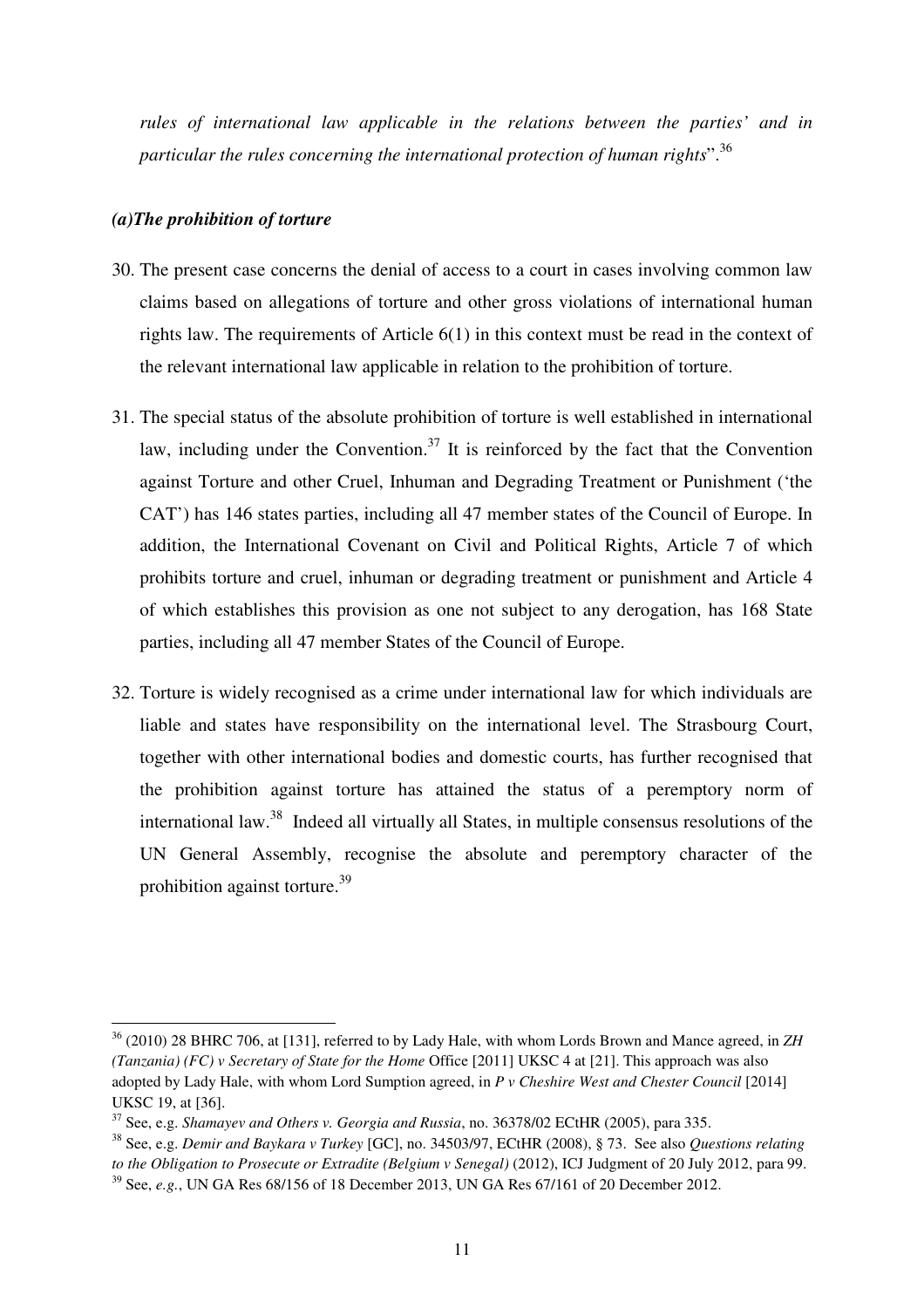*rules of international law applicable in the relations between the parties' and in particular the rules concerning the international protection of human rights*".[36]

### *(a)The prohibition of torture*

30. The present case concerns the denial of access to a court in cases involving common law claims based on allegations of torture and other gross violations of international human rights law. The requirements of Article 6(1) in this context must be read in the context of the relevant international law applicable in relation to the prohibition of torture.

31. The special status of the absolute prohibition of torture is well established in international law, including under the Convention.[37] It is reinforced by the fact that the Convention against Torture and other Cruel, Inhuman and Degrading Treatment or Punishment ('the CAT') has 146 states parties, including all 47 member states of the Council of Europe. In addition, the International Covenant on Civil and Political Rights, Article 7 of which prohibits torture and cruel, inhuman or degrading treatment or punishment and Article 4 of which establishes this provision as one not subject to any derogation, has 168 State parties, including all 47 member States of the Council of Europe.

32. Torture is widely recognised as a crime under international law for which individuals are liable and states have responsibility on the international level. The Strasbourg Court, together with other international bodies and domestic courts, has further recognised that the prohibition against torture has attained the status of a peremptory norm of international law.[38] Indeed all virtually all States, in multiple consensus resolutions of the UN General Assembly, recognise the absolute and peremptory character of the prohibition against torture.[39]

---

[36] (2010) 28 BHRC 706, at [131], referred to by Lady Hale, with whom Lords Brown and Mance agreed, in *ZH (Tanzania) (FC) v Secretary of State for the Home* Office [2011] UKSC 4 at [21]. This approach was also adopted by Lady Hale, with whom Lord Sumption agreed, in *P v Cheshire West and Chester Council* [2014] UKSC 19, at [36].

[37] See, e.g. *Shamayev and Others v. Georgia and Russia*, no. 36378/02 ECtHR (2005), para 335.

[38] See, e.g. *Demir and Baykara v Turkey* [GC], no. 34503/97, ECtHR (2008), § 73. See also *Questions relating to the Obligation to Prosecute or Extradite (Belgium v Senegal)* (2012), ICJ Judgment of 20 July 2012, para 99.

[39] See, *e.g.*, UN GA Res 68/156 of 18 December 2013, UN GA Res 67/161 of 20 December 2012.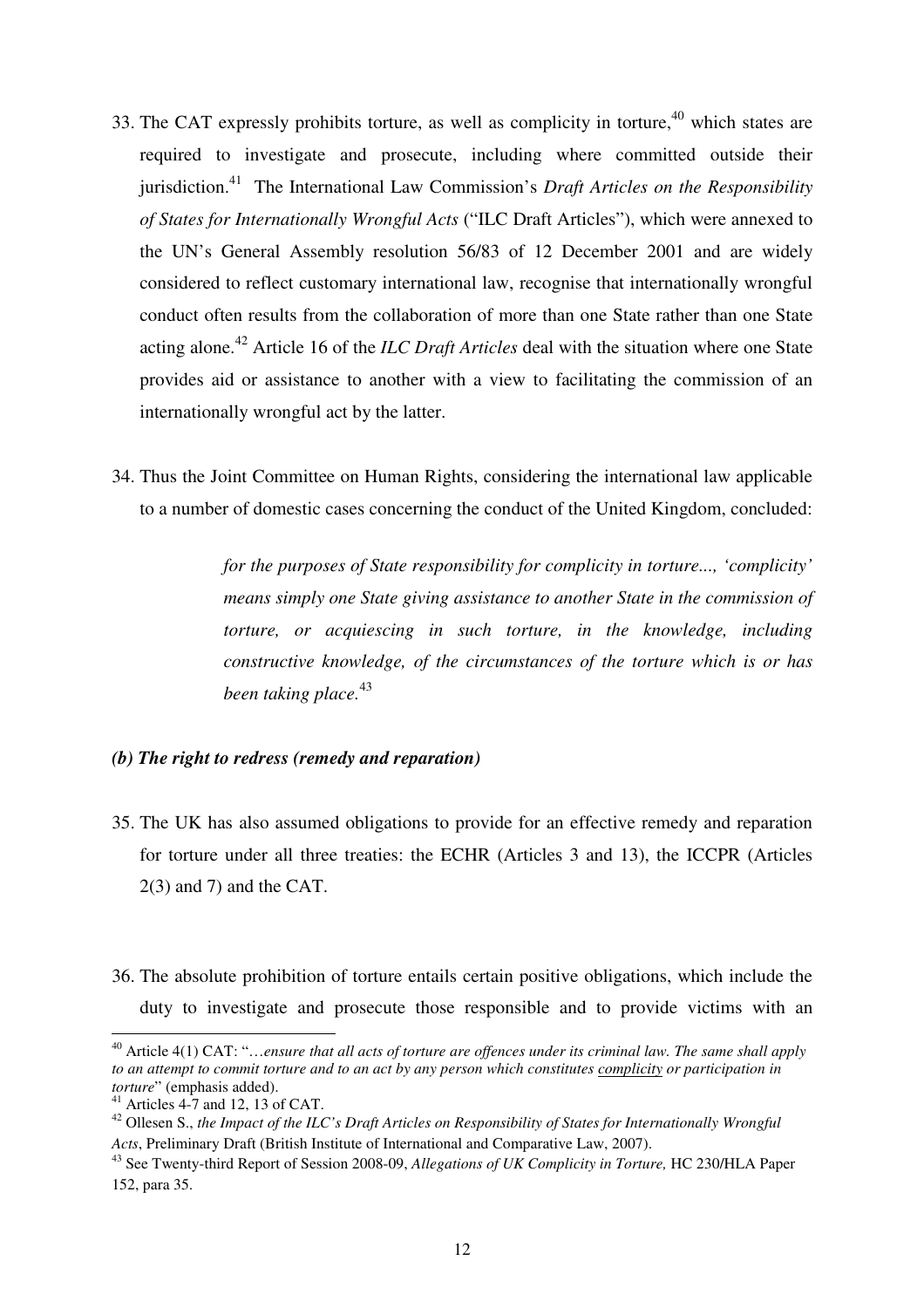33. The CAT expressly prohibits torture, as well as complicity in torture,[40] which states are required to investigate and prosecute, including where committed outside their jurisdiction.[41] The International Law Commission's *Draft Articles on the Responsibility of States for Internationally Wrongful Acts* ("ILC Draft Articles"), which were annexed to the UN's General Assembly resolution 56/83 of 12 December 2001 and are widely considered to reflect customary international law, recognise that internationally wrongful conduct often results from the collaboration of more than one State rather than one State acting alone.[42] Article 16 of the *ILC Draft Articles* deal with the situation where one State provides aid or assistance to another with a view to facilitating the commission of an internationally wrongful act by the latter.

34. Thus the Joint Committee on Human Rights, considering the international law applicable to a number of domestic cases concerning the conduct of the United Kingdom, concluded:

> *for the purposes of State responsibility for complicity in torture..., 'complicity' means simply one State giving assistance to another State in the commission of torture, or acquiescing in such torture, in the knowledge, including constructive knowledge, of the circumstances of the torture which is or has been taking place.*[43]

### *(b) The right to redress (remedy and reparation)*

35. The UK has also assumed obligations to provide for an effective remedy and reparation for torture under all three treaties: the ECHR (Articles 3 and 13), the ICCPR (Articles 2(3) and 7) and the CAT.

36. The absolute prohibition of torture entails certain positive obligations, which include the duty to investigate and prosecute those responsible and to provide victims with an

---

[40] Article 4(1) CAT: "…*ensure that all acts of torture are offences under its criminal law. The same shall apply to an attempt to commit torture and to an act by any person which constitutes complicity or participation in torture*" (emphasis added).

[41] Articles 4-7 and 12, 13 of CAT.

[42] Ollesen S., *the Impact of the ILC's Draft Articles on Responsibility of States for Internationally Wrongful Acts*, Preliminary Draft (British Institute of International and Comparative Law, 2007).

[43] See Twenty-third Report of Session 2008-09, *Allegations of UK Complicity in Torture,* HC 230/HLA Paper 152, para 35.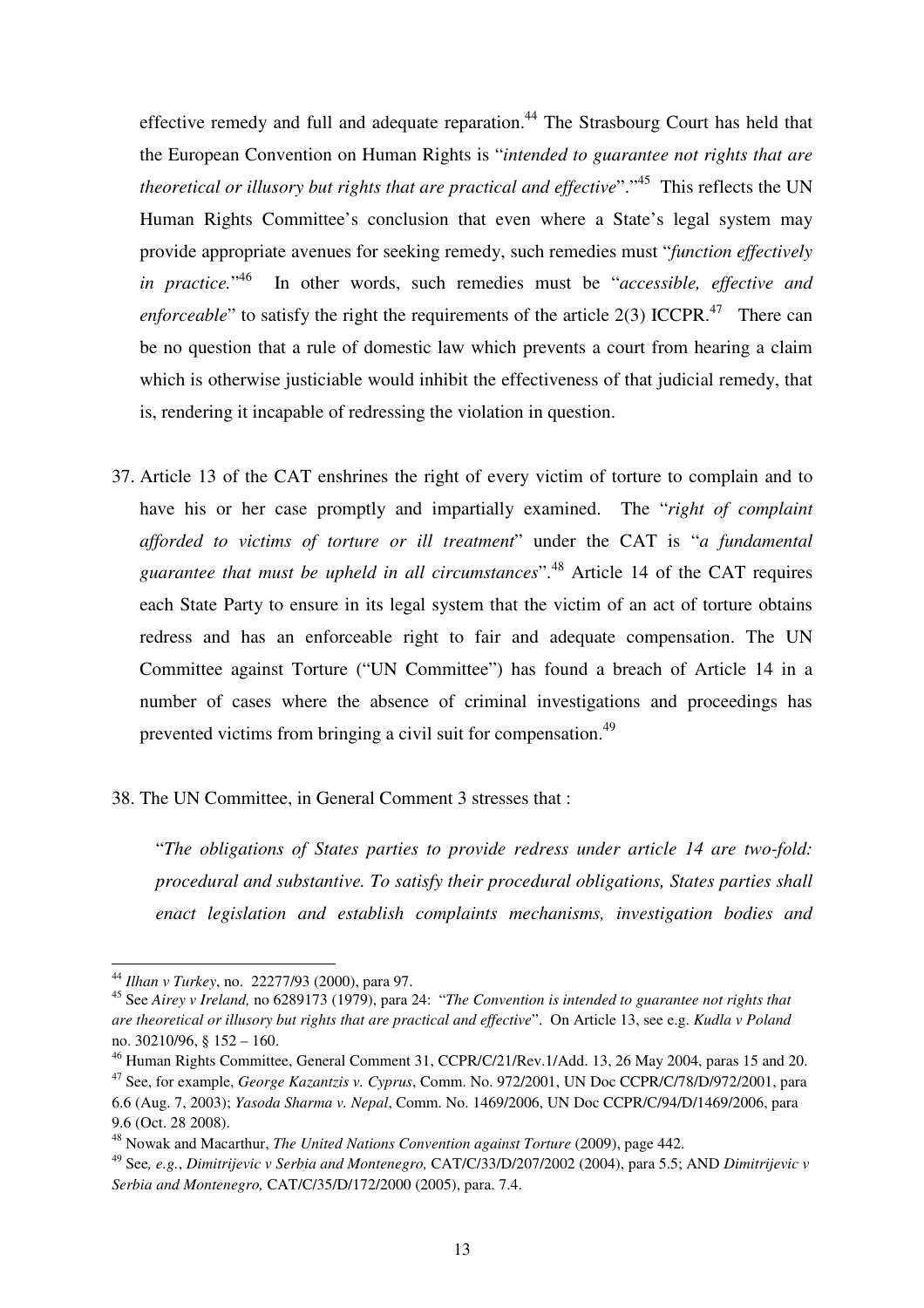effective remedy and full and adequate reparation.[44] The Strasbourg Court has held that the European Convention on Human Rights is "*intended to guarantee not rights that are theoretical or illusory but rights that are practical and effective*"."[45] This reflects the UN Human Rights Committee's conclusion that even where a State's legal system may provide appropriate avenues for seeking remedy, such remedies must "*function effectively in practice.*"[46] In other words, such remedies must be "*accessible, effective and enforceable*" to satisfy the right the requirements of the article 2(3) ICCPR.[47] There can be no question that a rule of domestic law which prevents a court from hearing a claim which is otherwise justiciable would inhibit the effectiveness of that judicial remedy, that is, rendering it incapable of redressing the violation in question.

37. Article 13 of the CAT enshrines the right of every victim of torture to complain and to have his or her case promptly and impartially examined. The "*right of complaint afforded to victims of torture or ill treatment*" under the CAT is "*a fundamental guarantee that must be upheld in all circumstances*".[48] Article 14 of the CAT requires each State Party to ensure in its legal system that the victim of an act of torture obtains redress and has an enforceable right to fair and adequate compensation. The UN Committee against Torture ("UN Committee") has found a breach of Article 14 in a number of cases where the absence of criminal investigations and proceedings has prevented victims from bringing a civil suit for compensation.[49]

38. The UN Committee, in General Comment 3 stresses that :

"*The obligations of States parties to provide redress under article 14 are two-fold: procedural and substantive. To satisfy their procedural obligations, States parties shall enact legislation and establish complaints mechanisms, investigation bodies and*

---

[44] *Ilhan v Turkey*, no. 22277/93 (2000), para 97.

[45] See *Airey v Ireland,* no 6289173 (1979), para 24: "*The Convention is intended to guarantee not rights that are theoretical or illusory but rights that are practical and effective*". On Article 13, see e.g. *Kudla v Poland* no. 30210/96, § 152 – 160.

[46] Human Rights Committee, General Comment 31, CCPR/C/21/Rev.1/Add. 13, 26 May 2004, paras 15 and 20.

[47] See, for example, *George Kazantzis v. Cyprus*, Comm. No. 972/2001, UN Doc CCPR/C/78/D/972/2001, para 6.6 (Aug. 7, 2003); *Yasoda Sharma v. Nepal*, Comm. No. 1469/2006, UN Doc CCPR/C/94/D/1469/2006, para 9.6 (Oct. 28 2008).

[48] Nowak and Macarthur, *The United Nations Convention against Torture* (2009), page 442.

[49] See*, e.g.*, *Dimitrijevic v Serbia and Montenegro,* CAT/C/33/D/207/2002 (2004), para 5.5; AND *Dimitrijevic v Serbia and Montenegro,* CAT/C/35/D/172/2000 (2005), para. 7.4.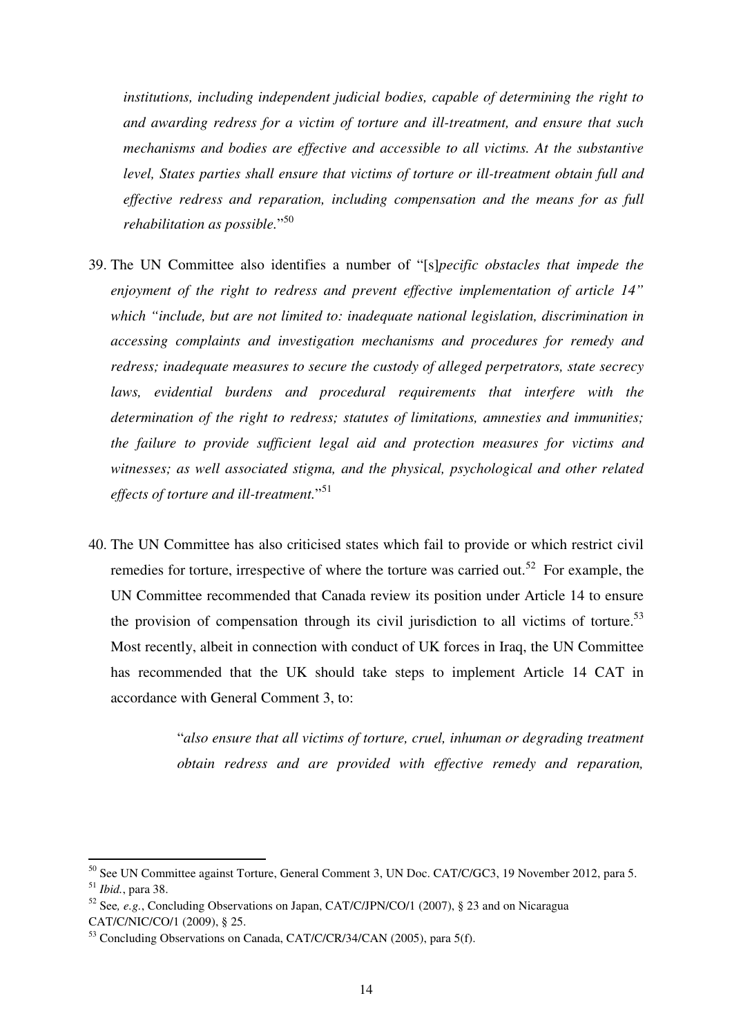*institutions, including independent judicial bodies, capable of determining the right to and awarding redress for a victim of torture and ill-treatment, and ensure that such mechanisms and bodies are effective and accessible to all victims. At the substantive level, States parties shall ensure that victims of torture or ill-treatment obtain full and effective redress and reparation, including compensation and the means for as full rehabilitation as possible.*"[50]

39. The UN Committee also identifies a number of "[s]*pecific obstacles that impede the enjoyment of the right to redress and prevent effective implementation of article 14" which "include, but are not limited to: inadequate national legislation, discrimination in accessing complaints and investigation mechanisms and procedures for remedy and redress; inadequate measures to secure the custody of alleged perpetrators, state secrecy laws, evidential burdens and procedural requirements that interfere with the determination of the right to redress; statutes of limitations, amnesties and immunities; the failure to provide sufficient legal aid and protection measures for victims and witnesses; as well associated stigma, and the physical, psychological and other related effects of torture and ill-treatment.*"[51]

40. The UN Committee has also criticised states which fail to provide or which restrict civil remedies for torture, irrespective of where the torture was carried out.[52] For example, the UN Committee recommended that Canada review its position under Article 14 to ensure the provision of compensation through its civil jurisdiction to all victims of torture.[53] Most recently, albeit in connection with conduct of UK forces in Iraq, the UN Committee has recommended that the UK should take steps to implement Article 14 CAT in accordance with General Comment 3, to:

> "*also ensure that all victims of torture, cruel, inhuman or degrading treatment obtain redress and are provided with effective remedy and reparation,*

---

[50] See UN Committee against Torture, General Comment 3, UN Doc. CAT/C/GC3, 19 November 2012, para 5.
[51] *Ibid.*, para 38.
[52] See*, e.g.*, Concluding Observations on Japan, CAT/C/JPN/CO/1 (2007), § 23 and on Nicaragua CAT/C/NIC/CO/1 (2009), § 25.
[53] Concluding Observations on Canada, CAT/C/CR/34/CAN (2005), para 5(f).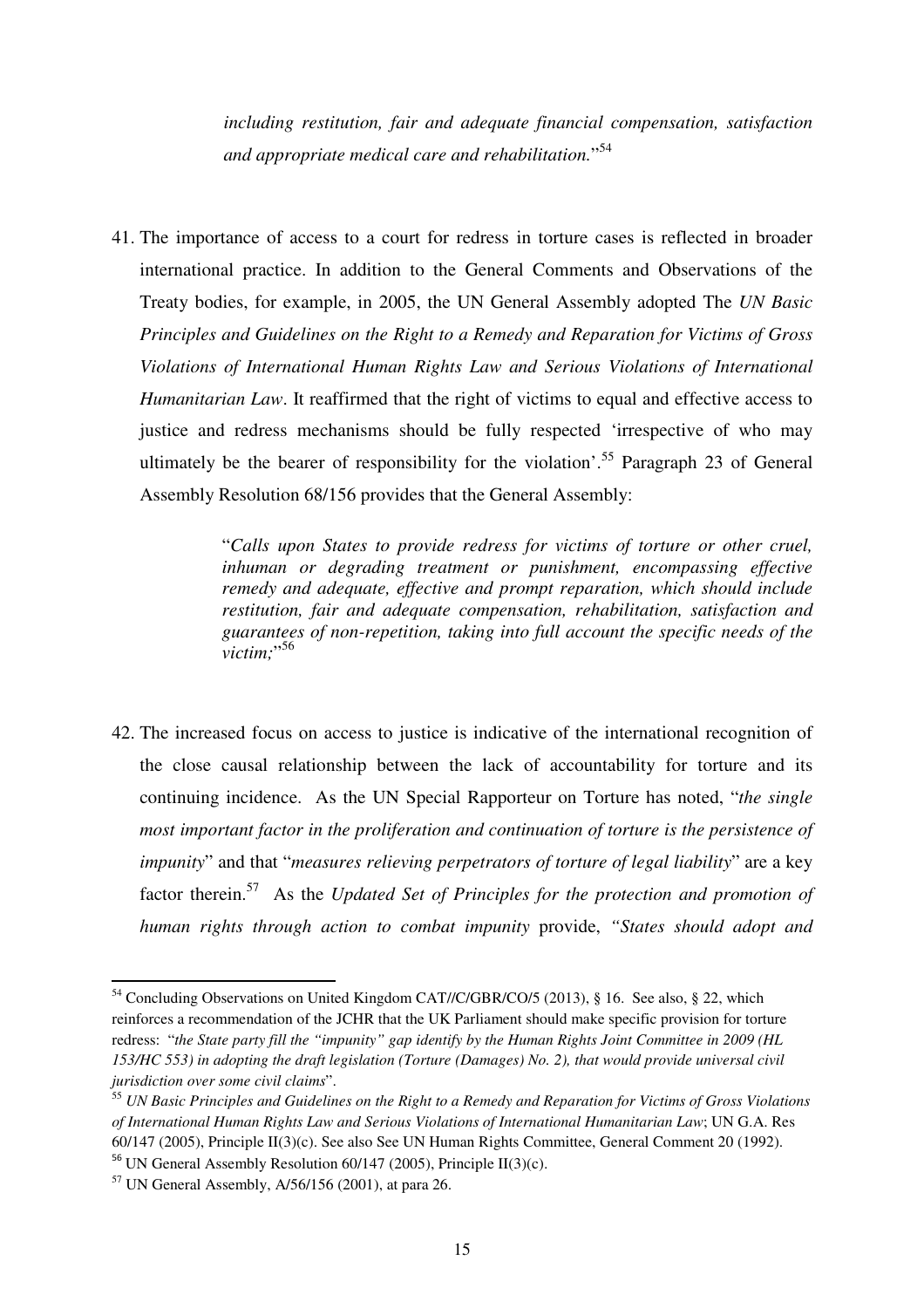*including restitution, fair and adequate financial compensation, satisfaction and appropriate medical care and rehabilitation.*"[54]

41. The importance of access to a court for redress in torture cases is reflected in broader international practice. In addition to the General Comments and Observations of the Treaty bodies, for example, in 2005, the UN General Assembly adopted The *UN Basic Principles and Guidelines on the Right to a Remedy and Reparation for Victims of Gross Violations of International Human Rights Law and Serious Violations of International Humanitarian Law*. It reaffirmed that the right of victims to equal and effective access to justice and redress mechanisms should be fully respected 'irrespective of who may ultimately be the bearer of responsibility for the violation'.[55] Paragraph 23 of General Assembly Resolution 68/156 provides that the General Assembly:

> "*Calls upon States to provide redress for victims of torture or other cruel, inhuman or degrading treatment or punishment, encompassing effective remedy and adequate, effective and prompt reparation, which should include restitution, fair and adequate compensation, rehabilitation, satisfaction and guarantees of non-repetition, taking into full account the specific needs of the victim;*"[56]

42. The increased focus on access to justice is indicative of the international recognition of the close causal relationship between the lack of accountability for torture and its continuing incidence. As the UN Special Rapporteur on Torture has noted, "*the single most important factor in the proliferation and continuation of torture is the persistence of impunity*" and that "*measures relieving perpetrators of torture of legal liability*" are a key factor therein.[57] As the *Updated Set of Principles for the protection and promotion of human rights through action to combat impunity* provide, *"States should adopt and*

---

[54] Concluding Observations on United Kingdom CAT//C/GBR/CO/5 (2013), § 16. See also, § 22, which reinforces a recommendation of the JCHR that the UK Parliament should make specific provision for torture redress: "*the State party fill the "impunity" gap identify by the Human Rights Joint Committee in 2009 (HL 153/HC 553) in adopting the draft legislation (Torture (Damages) No. 2), that would provide universal civil jurisdiction over some civil claims*".

[55] *UN Basic Principles and Guidelines on the Right to a Remedy and Reparation for Victims of Gross Violations of International Human Rights Law and Serious Violations of International Humanitarian Law*; UN G.A. Res 60/147 (2005), Principle II(3)(c). See also See UN Human Rights Committee, General Comment 20 (1992).

[56] UN General Assembly Resolution 60/147 (2005), Principle II(3)(c).

[57] UN General Assembly, A/56/156 (2001), at para 26.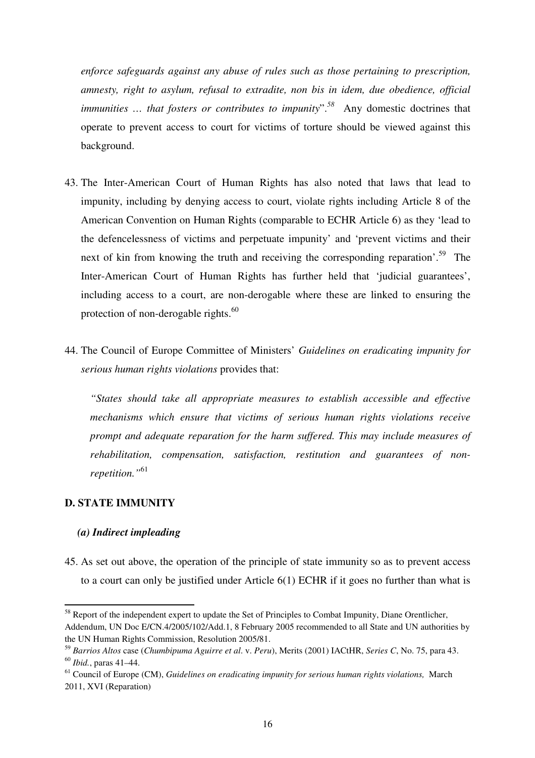*enforce safeguards against any abuse of rules such as those pertaining to prescription, amnesty, right to asylum, refusal to extradite, non bis in idem, due obedience, official immunities … that fosters or contributes to impunity*".[58] Any domestic doctrines that operate to prevent access to court for victims of torture should be viewed against this background.

43. The Inter-American Court of Human Rights has also noted that laws that lead to impunity, including by denying access to court, violate rights including Article 8 of the American Convention on Human Rights (comparable to ECHR Article 6) as they 'lead to the defencelessness of victims and perpetuate impunity' and 'prevent victims and their next of kin from knowing the truth and receiving the corresponding reparation'.[59] The Inter-American Court of Human Rights has further held that 'judicial guarantees', including access to a court, are non-derogable where these are linked to ensuring the protection of non-derogable rights.[60]

44. The Council of Europe Committee of Ministers' *Guidelines on eradicating impunity for serious human rights violations* provides that:

    *"States should take all appropriate measures to establish accessible and effective mechanisms which ensure that victims of serious human rights violations receive prompt and adequate reparation for the harm suffered. This may include measures of rehabilitation, compensation, satisfaction, restitution and guarantees of non-repetition."*[61]

## D. STATE IMMUNITY

### *(a) Indirect impleading*

45. As set out above, the operation of the principle of state immunity so as to prevent access to a court can only be justified under Article 6(1) ECHR if it goes no further than what is

---

[58] Report of the independent expert to update the Set of Principles to Combat Impunity, Diane Orentlicher, Addendum, UN Doc E/CN.4/2005/102/Add.1, 8 February 2005 recommended to all State and UN authorities by the UN Human Rights Commission, Resolution 2005/81.

[59] *Barrios Altos* case (*Chumbipuma Aguirre et al*. v. *Peru*), Merits (2001) IACtHR, *Series C*, No. 75, para 43.

[60] *Ibid.*, paras 41–44.

[61] Council of Europe (CM), *Guidelines on eradicating impunity for serious human rights violations,* March 2011, XVI (Reparation)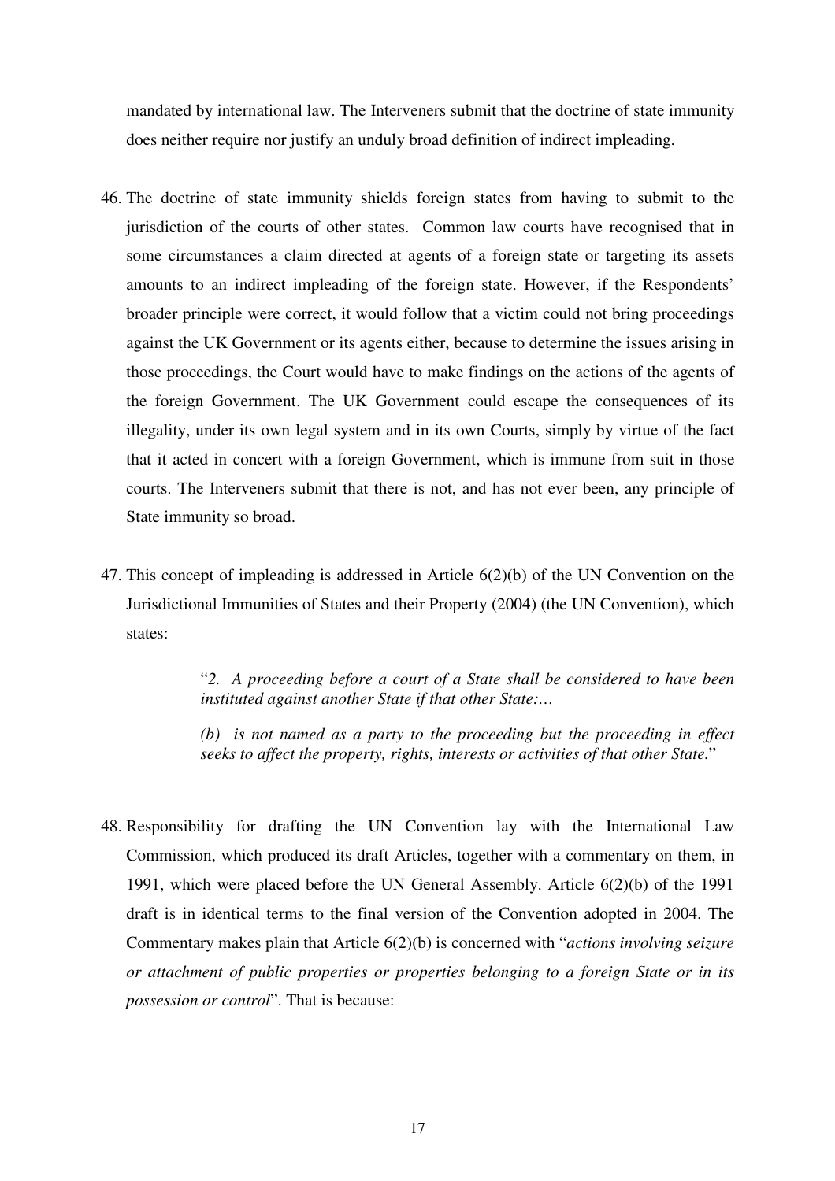mandated by international law. The Interveners submit that the doctrine of state immunity does neither require nor justify an unduly broad definition of indirect impleading.

46. The doctrine of state immunity shields foreign states from having to submit to the jurisdiction of the courts of other states. Common law courts have recognised that in some circumstances a claim directed at agents of a foreign state or targeting its assets amounts to an indirect impleading of the foreign state. However, if the Respondents' broader principle were correct, it would follow that a victim could not bring proceedings against the UK Government or its agents either, because to determine the issues arising in those proceedings, the Court would have to make findings on the actions of the agents of the foreign Government. The UK Government could escape the consequences of its illegality, under its own legal system and in its own Courts, simply by virtue of the fact that it acted in concert with a foreign Government, which is immune from suit in those courts. The Interveners submit that there is not, and has not ever been, any principle of State immunity so broad.

47. This concept of impleading is addressed in Article 6(2)(b) of the UN Convention on the Jurisdictional Immunities of States and their Property (2004) (the UN Convention), which states:

> "*2. A proceeding before a court of a State shall be considered to have been instituted against another State if that other State:…*
>
> *(b) is not named as a party to the proceeding but the proceeding in effect seeks to affect the property, rights, interests or activities of that other State.*"

48. Responsibility for drafting the UN Convention lay with the International Law Commission, which produced its draft Articles, together with a commentary on them, in 1991, which were placed before the UN General Assembly. Article 6(2)(b) of the 1991 draft is in identical terms to the final version of the Convention adopted in 2004. The Commentary makes plain that Article 6(2)(b) is concerned with "*actions involving seizure or attachment of public properties or properties belonging to a foreign State or in its possession or control*". That is because: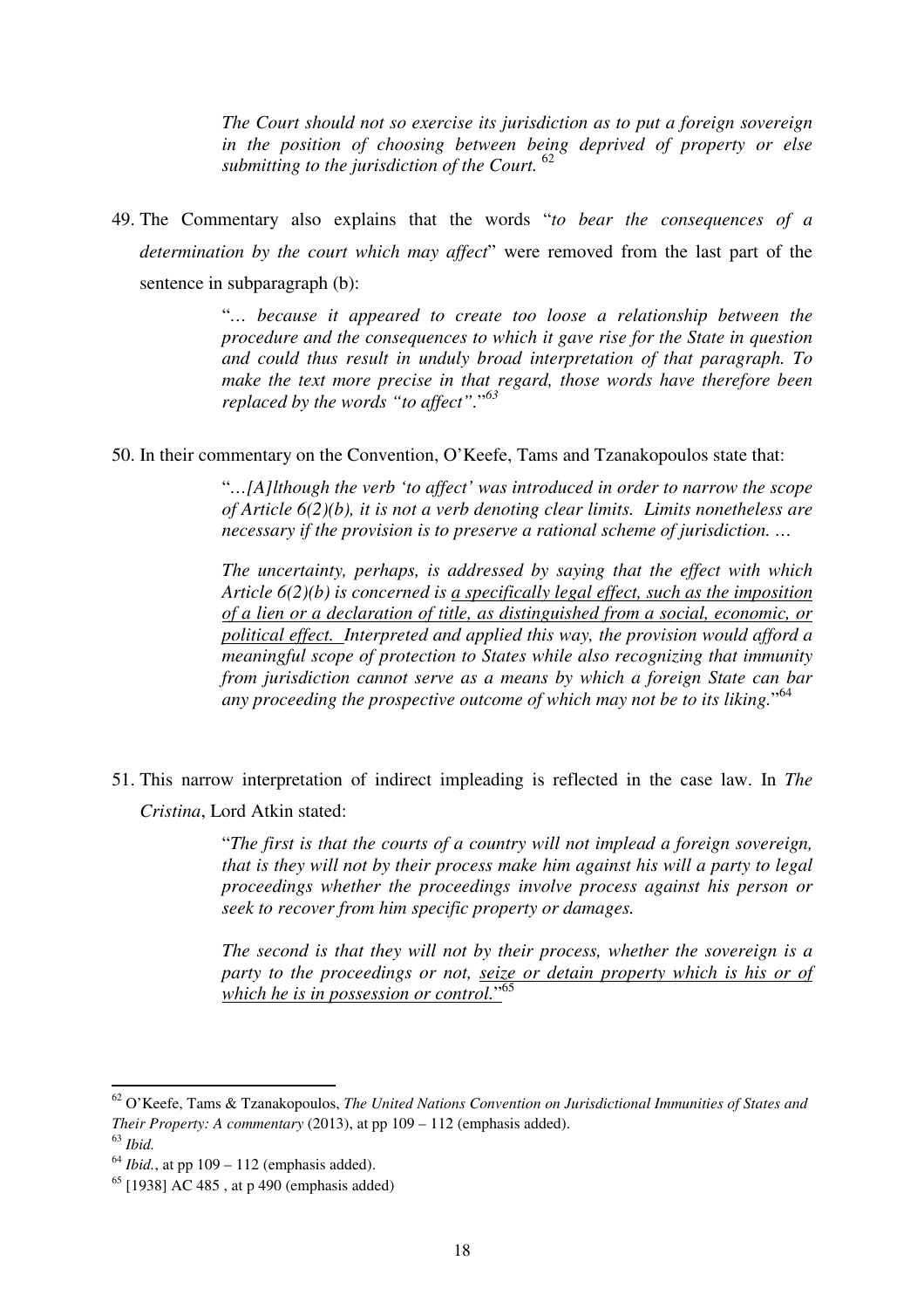> *The Court should not so exercise its jurisdiction as to put a foreign sovereign in the position of choosing between being deprived of property or else submitting to the jurisdiction of the Court.* [62]

49. The Commentary also explains that the words "*to bear the consequences of a determination by the court which may affect*" were removed from the last part of the sentence in subparagraph (b):

> "*… because it appeared to create too loose a relationship between the procedure and the consequences to which it gave rise for the State in question and could thus result in unduly broad interpretation of that paragraph. To make the text more precise in that regard, those words have therefore been replaced by the words "to affect".*"[63]

50. In their commentary on the Convention, O'Keefe, Tams and Tzanakopoulos state that:

> "*…[A]lthough the verb 'to affect' was introduced in order to narrow the scope of Article 6(2)(b), it is not a verb denoting clear limits. Limits nonetheless are necessary if the provision is to preserve a rational scheme of jurisdiction. …*
>
> *The uncertainty, perhaps, is addressed by saying that the effect with which Article 6(2)(b) is concerned is <u>a specifically legal effect, such as the imposition of a lien or a declaration of title, as distinguished from a social, economic, or political effect.</u> Interpreted and applied this way, the provision would afford a meaningful scope of protection to States while also recognizing that immunity from jurisdiction cannot serve as a means by which a foreign State can bar any proceeding the prospective outcome of which may not be to its liking.*"[64]

51. This narrow interpretation of indirect impleading is reflected in the case law. In *The Cristina*, Lord Atkin stated:

> "*The first is that the courts of a country will not implead a foreign sovereign, that is they will not by their process make him against his will a party to legal proceedings whether the proceedings involve process against his person or seek to recover from him specific property or damages.*
>
> *The second is that they will not by their process, whether the sovereign is a party to the proceedings or not, <u>seize or detain property which is his or of which he is in possession or control.</u>*"[65]

---

[62] O'Keefe, Tams & Tzanakopoulos, *The United Nations Convention on Jurisdictional Immunities of States and Their Property: A commentary* (2013), at pp 109 – 112 (emphasis added).

[63] *Ibid.*

[64] *Ibid.*, at pp 109 – 112 (emphasis added).

[65] [1938] AC 485 , at p 490 (emphasis added)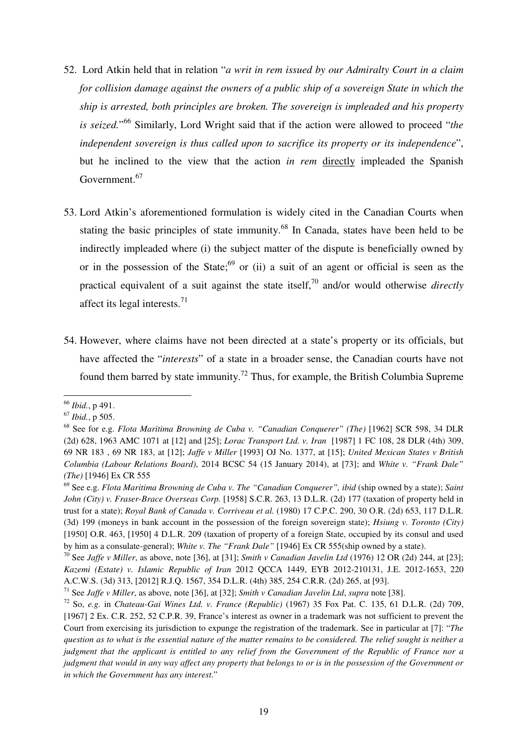52. Lord Atkin held that in relation "*a writ in rem issued by our Admiralty Court in a claim for collision damage against the owners of a public ship of a sovereign State in which the ship is arrested, both principles are broken. The sovereign is impleaded and his property is seized.*"[66] Similarly, Lord Wright said that if the action were allowed to proceed "*the independent sovereign is thus called upon to sacrifice its property or its independence*", but he inclined to the view that the action *in rem* <u>directly</u> impleaded the Spanish Government.[67]

53. Lord Atkin's aforementioned formulation is widely cited in the Canadian Courts when stating the basic principles of state immunity.[68] In Canada, states have been held to be indirectly impleaded where (i) the subject matter of the dispute is beneficially owned by or in the possession of the State;[69] or (ii) a suit of an agent or official is seen as the practical equivalent of a suit against the state itself,[70] and/or would otherwise *directly* affect its legal interests.[71]

54. However, where claims have not been directed at a state's property or its officials, but have affected the "*interests*" of a state in a broader sense, the Canadian courts have not found them barred by state immunity.[72] Thus, for example, the British Columbia Supreme

---

[66] *Ibid.*, p 491.

[67] *Ibid.*, p 505.

[68] See for e.g. *Flota Maritima Browning de Cuba v. "Canadian Conquerer" (The)* [1962] SCR 598, 34 DLR (2d) 628, 1963 AMC 1071 at [12] and [25]; *Lorac Transport Ltd. v. Iran* [1987] 1 FC 108, 28 DLR (4th) 309, 69 NR 183 , 69 NR 183, at [12]; *Jaffe v Miller* [1993] OJ No. 1377, at [15]; *United Mexican States v British Columbia (Labour Relations Board)*, 2014 BCSC 54 (15 January 2014), at [73]; and *White v. "Frank Dale" (The)* [1946] Ex CR 555

[69] See e.g. *Flota Maritima Browning de Cuba v. The "Canadian Conquerer", ibid* (ship owned by a state); *Saint John (City) v. Fraser-Brace Overseas Corp.* [1958] S.C.R. 263, 13 D.L.R. (2d) 177 (taxation of property held in trust for a state); *Royal Bank of Canada v. Corriveau et al.* (1980) 17 C.P.C. 290, 30 O.R. (2d) 653, 117 D.L.R. (3d) 199 (moneys in bank account in the possession of the foreign sovereign state); *Hsiung v. Toronto (City)* [1950] O.R. 463, [1950] 4 D.L.R. 209 (taxation of property of a foreign State, occupied by its consul and used by him as a consulate-general); *White v. The "Frank Dale"* [1946] Ex CR 555(ship owned by a state).

[70] See *Jaffe v Miller*, as above, note [36], at [31]; *Smith v Canadian Javelin Ltd* (1976) 12 OR (2d) 244, at [23]; *Kazemi (Estate) v. Islamic Republic of Iran* 2012 QCCA 1449, EYB 2012-210131, J.E. 2012-1653, 220 A.C.W.S. (3d) 313, [2012] R.J.Q. 1567, 354 D.L.R. (4th) 385, 254 C.R.R. (2d) 265, at [93].

[71] See *Jaffe v Miller*, as above, note [36], at [32]; *Smith v Canadian Javelin Ltd*, *supra* note [38].

[72] So, *e.g.* in *Chateau-Gai Wines Ltd. v. France (Republic)* (1967) 35 Fox Pat. C. 135, 61 D.L.R. (2d) 709, [1967] 2 Ex. C.R. 252, 52 C.P.R. 39, France's interest as owner in a trademark was not sufficient to prevent the Court from exercising its jurisdiction to expunge the registration of the trademark. See in particular at [7]: "*The question as to what is the essential nature of the matter remains to be considered. The relief sought is neither a judgment that the applicant is entitled to any relief from the Government of the Republic of France nor a judgment that would in any way affect any property that belongs to or is in the possession of the Government or in which the Government has any interest.*"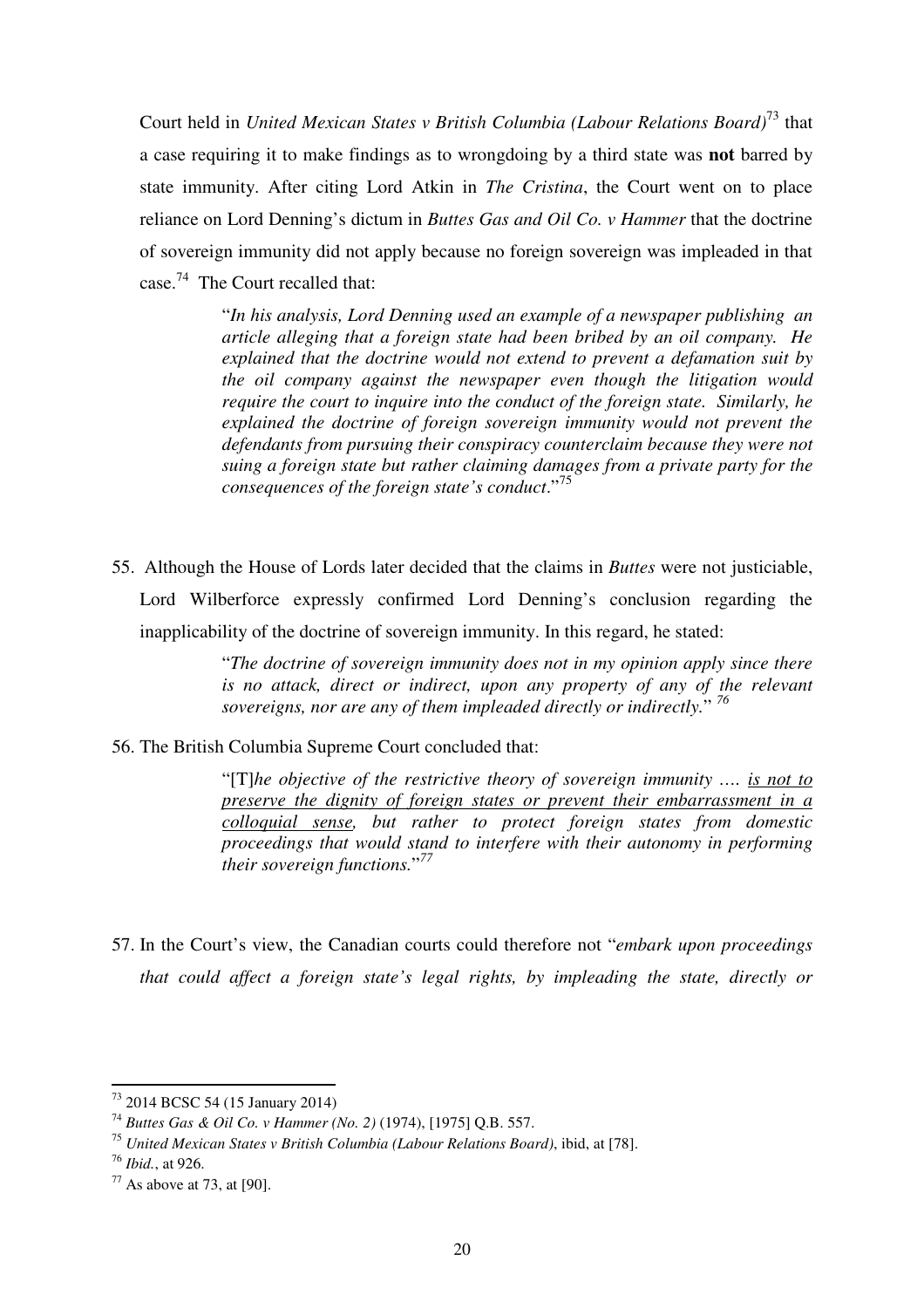Court held in *United Mexican States v British Columbia (Labour Relations Board)*[73] that a case requiring it to make findings as to wrongdoing by a third state was **not** barred by state immunity. After citing Lord Atkin in *The Cristina*, the Court went on to place reliance on Lord Denning's dictum in *Buttes Gas and Oil Co. v Hammer* that the doctrine of sovereign immunity did not apply because no foreign sovereign was impleaded in that case.[74] The Court recalled that:

> "*In his analysis, Lord Denning used an example of a newspaper publishing an article alleging that a foreign state had been bribed by an oil company. He explained that the doctrine would not extend to prevent a defamation suit by the oil company against the newspaper even though the litigation would require the court to inquire into the conduct of the foreign state. Similarly, he explained the doctrine of foreign sovereign immunity would not prevent the defendants from pursuing their conspiracy counterclaim because they were not suing a foreign state but rather claiming damages from a private party for the consequences of the foreign state's conduct*."[75]

55. Although the House of Lords later decided that the claims in *Buttes* were not justiciable, Lord Wilberforce expressly confirmed Lord Denning's conclusion regarding the inapplicability of the doctrine of sovereign immunity. In this regard, he stated:

> "*The doctrine of sovereign immunity does not in my opinion apply since there is no attack, direct or indirect, upon any property of any of the relevant sovereigns, nor are any of them impleaded directly or indirectly.*" [76]

56. The British Columbia Supreme Court concluded that:

> "[T]*he objective of the restrictive theory of sovereign immunity …. <u>is not to preserve the dignity of foreign states or prevent their embarrassment in a colloquial sense</u>, but rather to protect foreign states from domestic proceedings that would stand to interfere with their autonomy in performing their sovereign functions.*"[77]

57. In the Court's view, the Canadian courts could therefore not "*embark upon proceedings that could affect a foreign state's legal rights, by impleading the state, directly or*

---

[73] 2014 BCSC 54 (15 January 2014)

[74] *Buttes Gas & Oil Co. v Hammer (No. 2)* (1974), [1975] Q.B. 557.

[75] *United Mexican States v British Columbia (Labour Relations Board)*, ibid, at [78].

[76] *Ibid.*, at 926.

[77] As above at 73, at [90].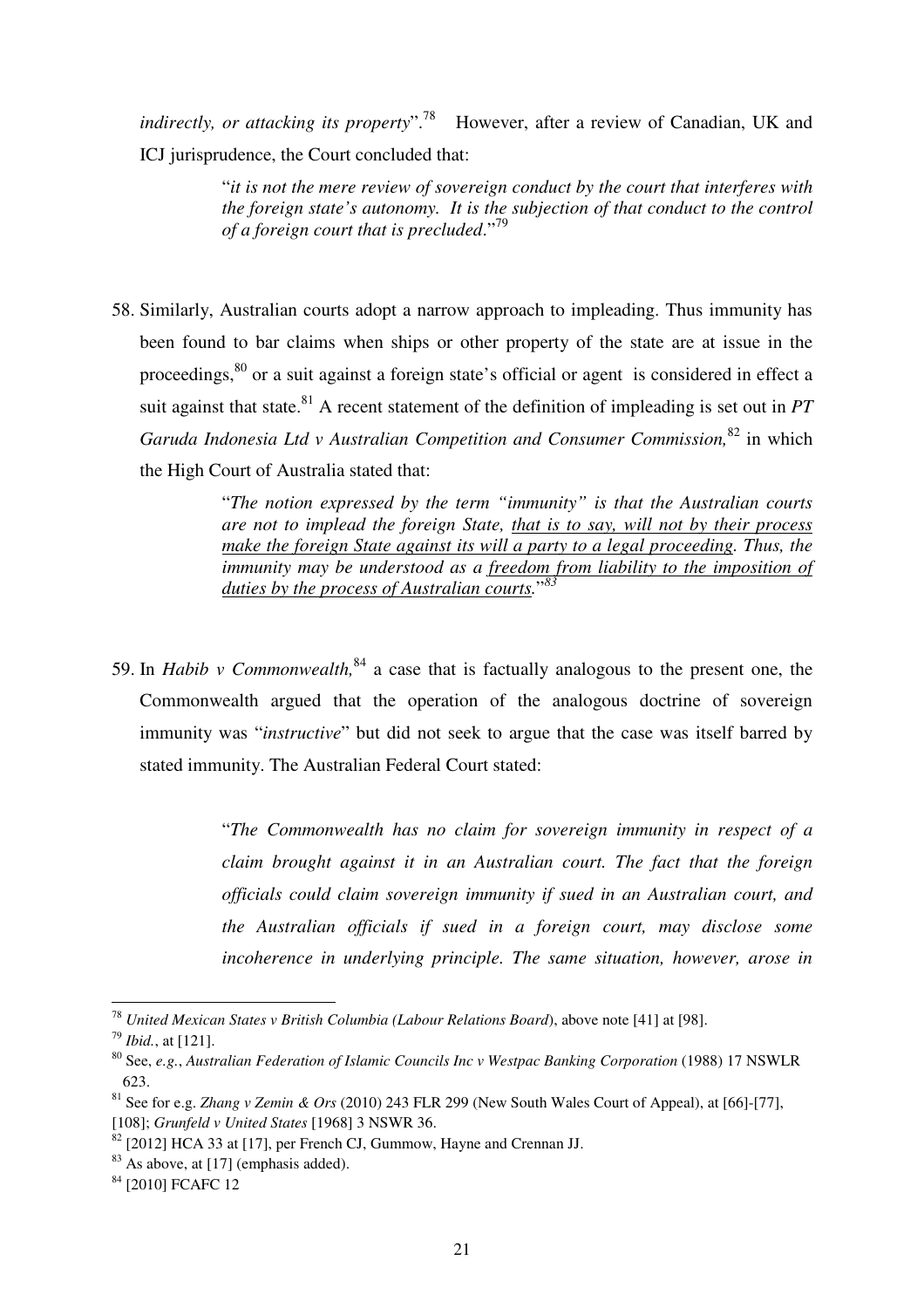*indirectly, or attacking its property*".[78] However, after a review of Canadian, UK and ICJ jurisprudence, the Court concluded that:

> "*it is not the mere review of sovereign conduct by the court that interferes with the foreign state's autonomy. It is the subjection of that conduct to the control of a foreign court that is precluded.*"[79]

58. Similarly, Australian courts adopt a narrow approach to impleading. Thus immunity has been found to bar claims when ships or other property of the state are at issue in the proceedings,[80] or a suit against a foreign state's official or agent is considered in effect a suit against that state.[81] A recent statement of the definition of impleading is set out in *PT Garuda Indonesia Ltd v Australian Competition and Consumer Commission,*[82] in which the High Court of Australia stated that:

> "*The notion expressed by the term "immunity" is that the Australian courts are not to implead the foreign State, <u>that is to say, will not by their process make the foreign State against its will a party to a legal proceeding</u>. Thus, the immunity may be understood as a <u>freedom from liability to the imposition of duties by the process of Australian courts</u>.*"[83]

59. In *Habib v Commonwealth,*[84] a case that is factually analogous to the present one, the Commonwealth argued that the operation of the analogous doctrine of sovereign immunity was "*instructive*" but did not seek to argue that the case was itself barred by stated immunity. The Australian Federal Court stated:

> "*The Commonwealth has no claim for sovereign immunity in respect of a claim brought against it in an Australian court. The fact that the foreign officials could claim sovereign immunity if sued in an Australian court, and the Australian officials if sued in a foreign court, may disclose some incoherence in underlying principle. The same situation, however, arose in*

---

[78] *United Mexican States v British Columbia (Labour Relations Board*), above note [41] at [98].

[79] *Ibid.*, at [121].

[80] See, *e.g.*, *Australian Federation of Islamic Councils Inc v Westpac Banking Corporation* (1988) 17 NSWLR 623.

[81] See for e.g. *Zhang v Zemin & Ors* (2010) 243 FLR 299 (New South Wales Court of Appeal), at [66]-[77], [108]; *Grunfeld v United States* [1968] 3 NSWR 36.

[82] [2012] HCA 33 at [17], per French CJ, Gummow, Hayne and Crennan JJ.

[83] As above, at [17] (emphasis added).

[84] [2010] FCAFC 12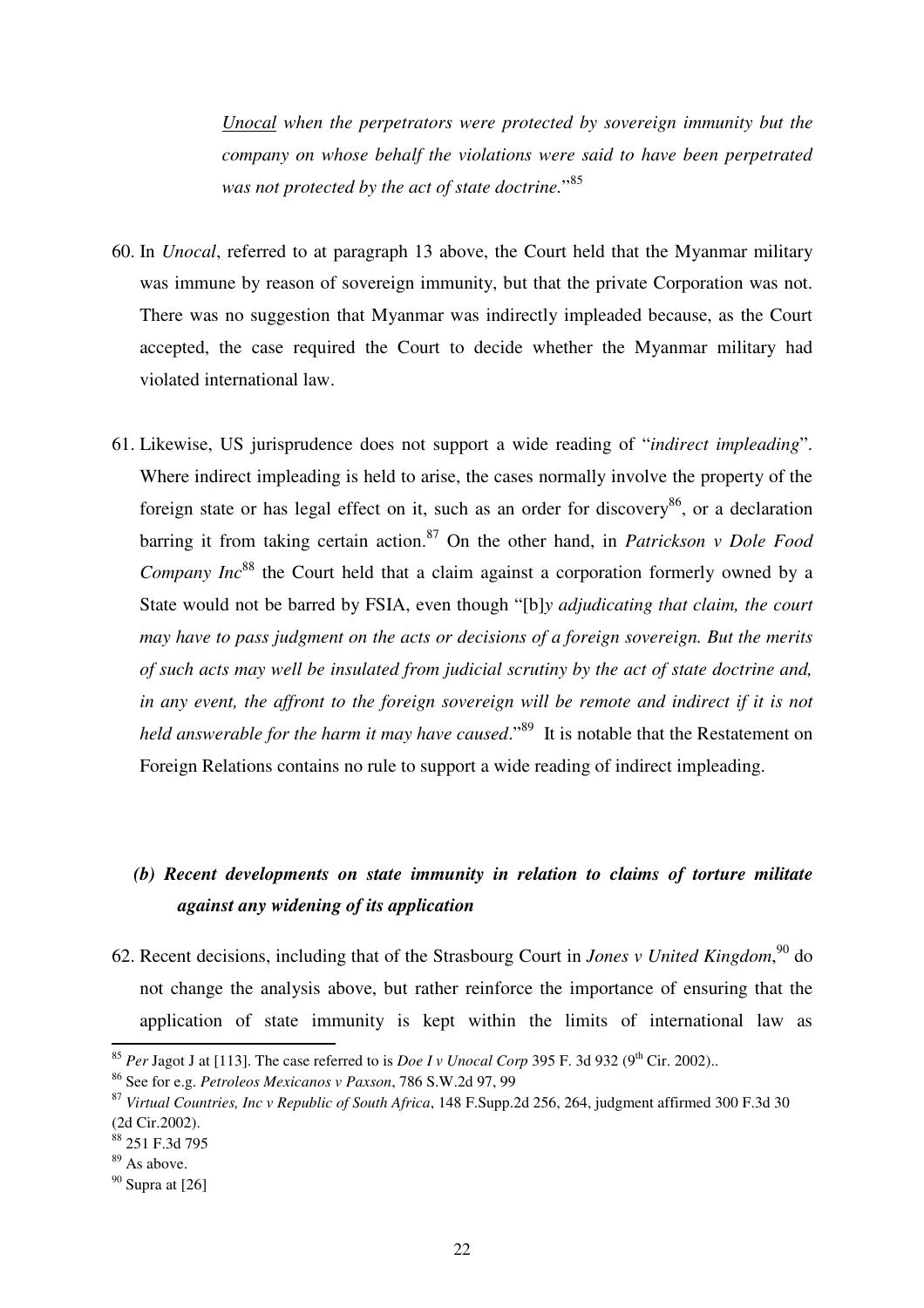> *Unocal when the perpetrators were protected by sovereign immunity but the company on whose behalf the violations were said to have been perpetrated was not protected by the act of state doctrine.*"[85]

60. In *Unocal*, referred to at paragraph 13 above, the Court held that the Myanmar military was immune by reason of sovereign immunity, but that the private Corporation was not. There was no suggestion that Myanmar was indirectly impleaded because, as the Court accepted, the case required the Court to decide whether the Myanmar military had violated international law.

61. Likewise, US jurisprudence does not support a wide reading of "*indirect impleading*". Where indirect impleading is held to arise, the cases normally involve the property of the foreign state or has legal effect on it, such as an order for discovery[86], or a declaration barring it from taking certain action.[87] On the other hand, in *Patrickson v Dole Food Company Inc*[88] the Court held that a claim against a corporation formerly owned by a State would not be barred by FSIA, even though "[b]*y adjudicating that claim, the court may have to pass judgment on the acts or decisions of a foreign sovereign. But the merits of such acts may well be insulated from judicial scrutiny by the act of state doctrine and, in any event, the affront to the foreign sovereign will be remote and indirect if it is not held answerable for the harm it may have caused*."[89] It is notable that the Restatement on Foreign Relations contains no rule to support a wide reading of indirect impleading.

### *(b) Recent developments on state immunity in relation to claims of torture militate against any widening of its application*

62. Recent decisions, including that of the Strasbourg Court in *Jones v United Kingdom*,[90] do not change the analysis above, but rather reinforce the importance of ensuring that the application of state immunity is kept within the limits of international law as

---

[85] *Per* Jagot J at [113]. The case referred to is *Doe I v Unocal Corp* 395 F. 3d 932 (9th Cir. 2002)..

[86] See for e.g. *Petroleos Mexicanos v Paxson*, 786 S.W.2d 97, 99

[87] *Virtual Countries, Inc v Republic of South Africa*, 148 F.Supp.2d 256, 264, judgment affirmed 300 F.3d 30 (2d Cir.2002).

[88] 251 F.3d 795

[89] As above.

[90] Supra at [26]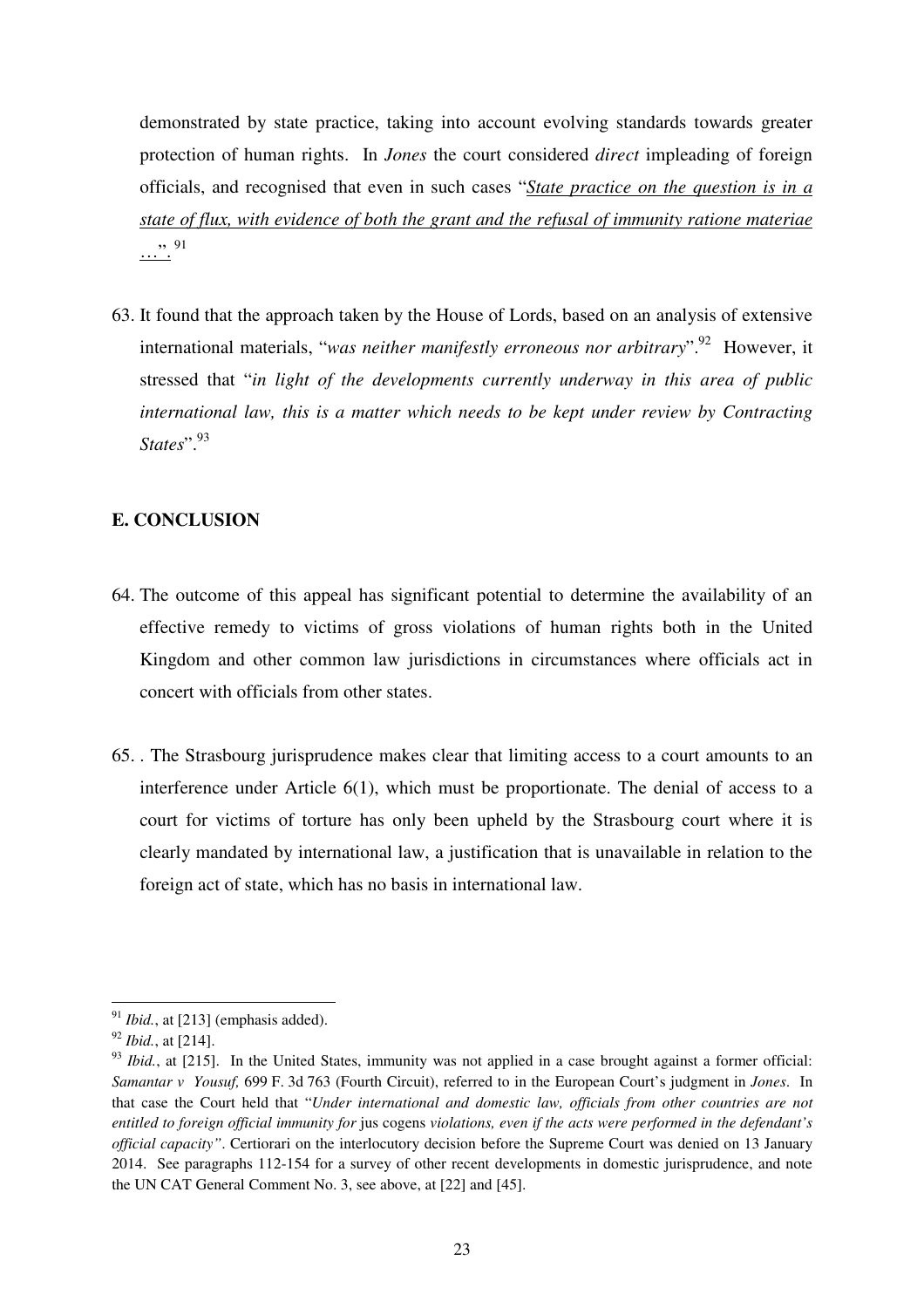demonstrated by state practice, taking into account evolving standards towards greater protection of human rights. In *Jones* the court considered *direct* impleading of foreign officials, and recognised that even in such cases "*State practice on the question is in a state of flux, with evidence of both the grant and the refusal of immunity ratione materiae …*".[91]

63. It found that the approach taken by the House of Lords, based on an analysis of extensive international materials, "*was neither manifestly erroneous nor arbitrary*".[92] However, it stressed that "*in light of the developments currently underway in this area of public international law, this is a matter which needs to be kept under review by Contracting States*".[93]

## E. CONCLUSION

64. The outcome of this appeal has significant potential to determine the availability of an effective remedy to victims of gross violations of human rights both in the United Kingdom and other common law jurisdictions in circumstances where officials act in concert with officials from other states.

65. . The Strasbourg jurisprudence makes clear that limiting access to a court amounts to an interference under Article 6(1), which must be proportionate. The denial of access to a court for victims of torture has only been upheld by the Strasbourg court where it is clearly mandated by international law, a justification that is unavailable in relation to the foreign act of state, which has no basis in international law.

---

[91] *Ibid.*, at [213] (emphasis added).

[92] *Ibid.*, at [214].

[93] *Ibid.*, at [215]. In the United States, immunity was not applied in a case brought against a former official: *Samantar v Yousuf,* 699 F. 3d 763 (Fourth Circuit), referred to in the European Court's judgment in *Jones*. In that case the Court held that "*Under international and domestic law, officials from other countries are not entitled to foreign official immunity for* jus cogens *violations, even if the acts were performed in the defendant's official capacity"*. Certiorari on the interlocutory decision before the Supreme Court was denied on 13 January 2014. See paragraphs 112-154 for a survey of other recent developments in domestic jurisprudence, and note the UN CAT General Comment No. 3, see above, at [22] and [45].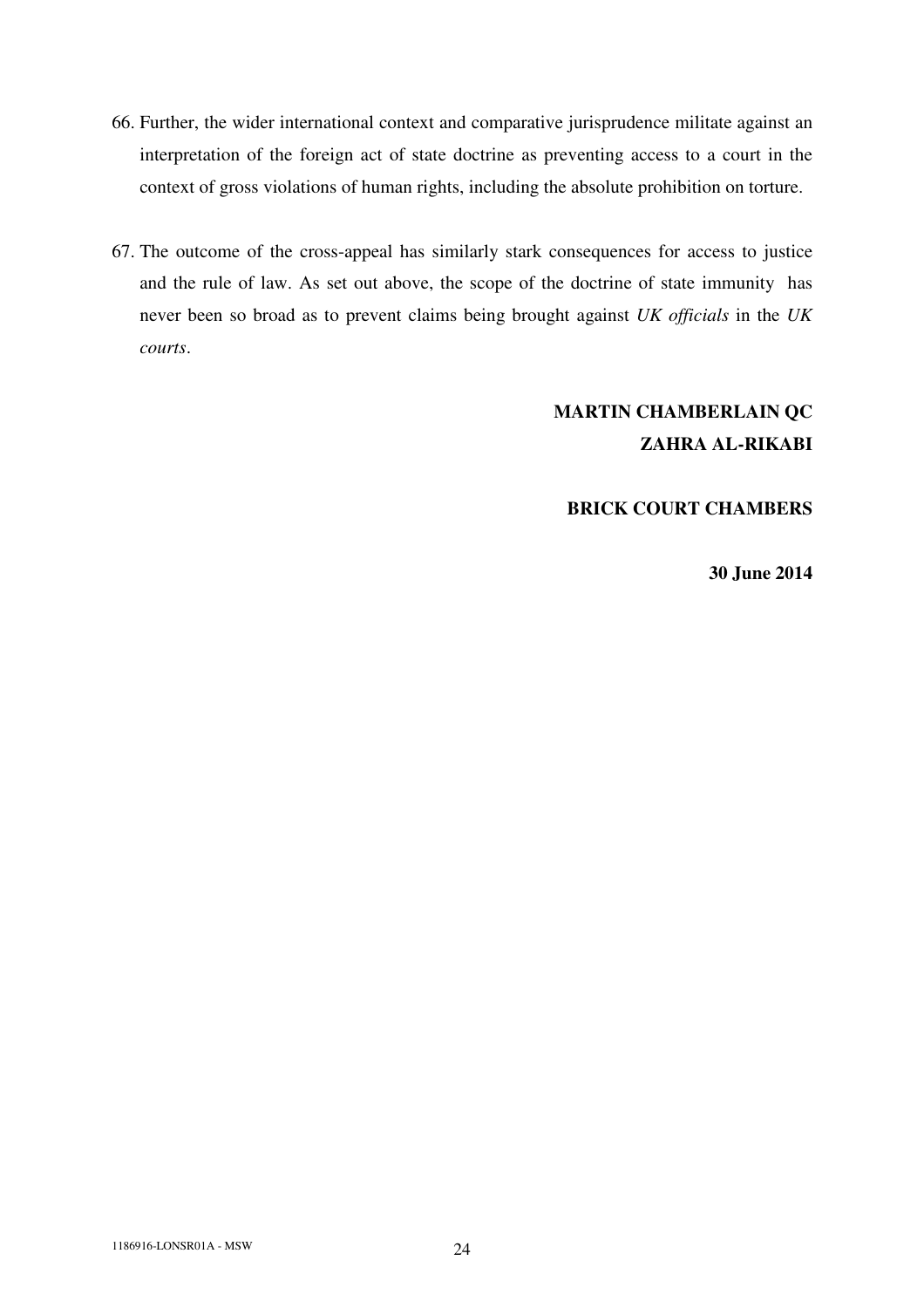66. Further, the wider international context and comparative jurisprudence militate against an interpretation of the foreign act of state doctrine as preventing access to a court in the context of gross violations of human rights, including the absolute prohibition on torture.

67. The outcome of the cross-appeal has similarly stark consequences for access to justice and the rule of law. As set out above, the scope of the doctrine of state immunity has never been so broad as to prevent claims being brought against *UK officials* in the *UK courts*.

**MARTIN CHAMBERLAIN QC**

**ZAHRA AL-RIKABI**

**BRICK COURT CHAMBERS**

**30 June 2014**

1186916-LONSR01A - MSW